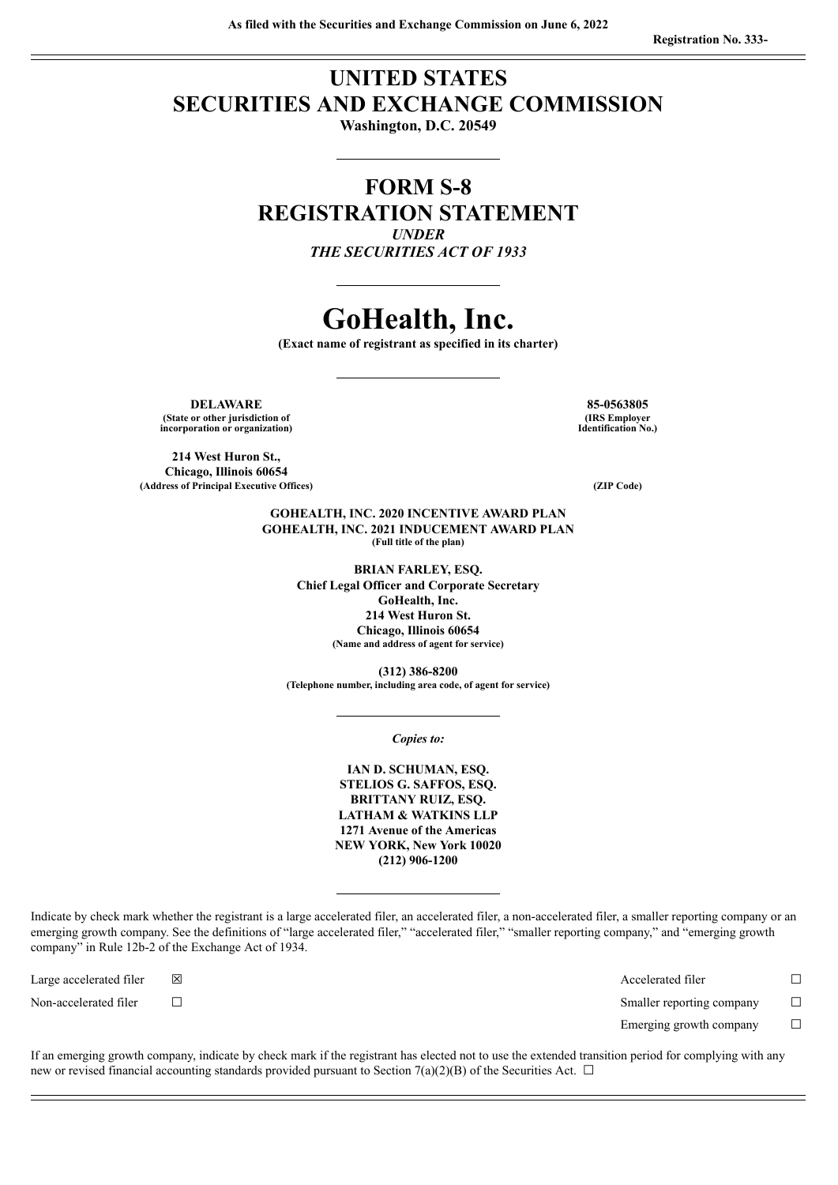As filed with the Securities and Exchange Commission on June 6, 2022

Registration No. 333-

# UNITED STATES
# SECURITIES AND EXCHANGE COMMISSION

**Washington, D.C. 20549**

## FORM S-8
## REGISTRATION STATEMENT

*UNDER*
*THE SECURITIES ACT OF 1933*

# GoHealth, Inc.

**(Exact name of registrant as specified in its charter)**

| | |
|---|---|
| **DELAWARE** | **85-0563805** |
| **(State or other jurisdiction of incorporation or organization)** | **(IRS Employer Identification No.)** |
| **214 West Huron St., Chicago, Illinois 60654** | |
| **(Address of Principal Executive Offices)** | **(ZIP Code)** |

**GOHEALTH, INC. 2020 INCENTIVE AWARD PLAN**
**GOHEALTH, INC. 2021 INDUCEMENT AWARD PLAN**
**(Full title of the plan)**

**BRIAN FARLEY, ESQ.**
**Chief Legal Officer and Corporate Secretary**
**GoHealth, Inc.**
**214 West Huron St.**
**Chicago, Illinois 60654**
**(Name and address of agent for service)**

**(312) 386-8200**
**(Telephone number, including area code, of agent for service)**

*Copies to:*

**IAN D. SCHUMAN, ESQ.**
**STELIOS G. SAFFOS, ESQ.**
**BRITTANY RUIZ, ESQ.**
**LATHAM & WATKINS LLP**
**1271 Avenue of the Americas**
**NEW YORK, New York 10020**
**(212) 906-1200**

Indicate by check mark whether the registrant is a large accelerated filer, an accelerated filer, a non-accelerated filer, a smaller reporting company or an emerging growth company. See the definitions of "large accelerated filer," "accelerated filer," "smaller reporting company," and "emerging growth company" in Rule 12b-2 of the Exchange Act of 1934.

| | | | |
|---|---|---|---|
| Large accelerated filer | ☒ | Accelerated filer | ☐ |
| Non-accelerated filer | ☐ | Smaller reporting company | ☐ |
| | | Emerging growth company | ☐ |

If an emerging growth company, indicate by check mark if the registrant has elected not to use the extended transition period for complying with any new or revised financial accounting standards provided pursuant to Section 7(a)(2)(B) of the Securities Act. ☐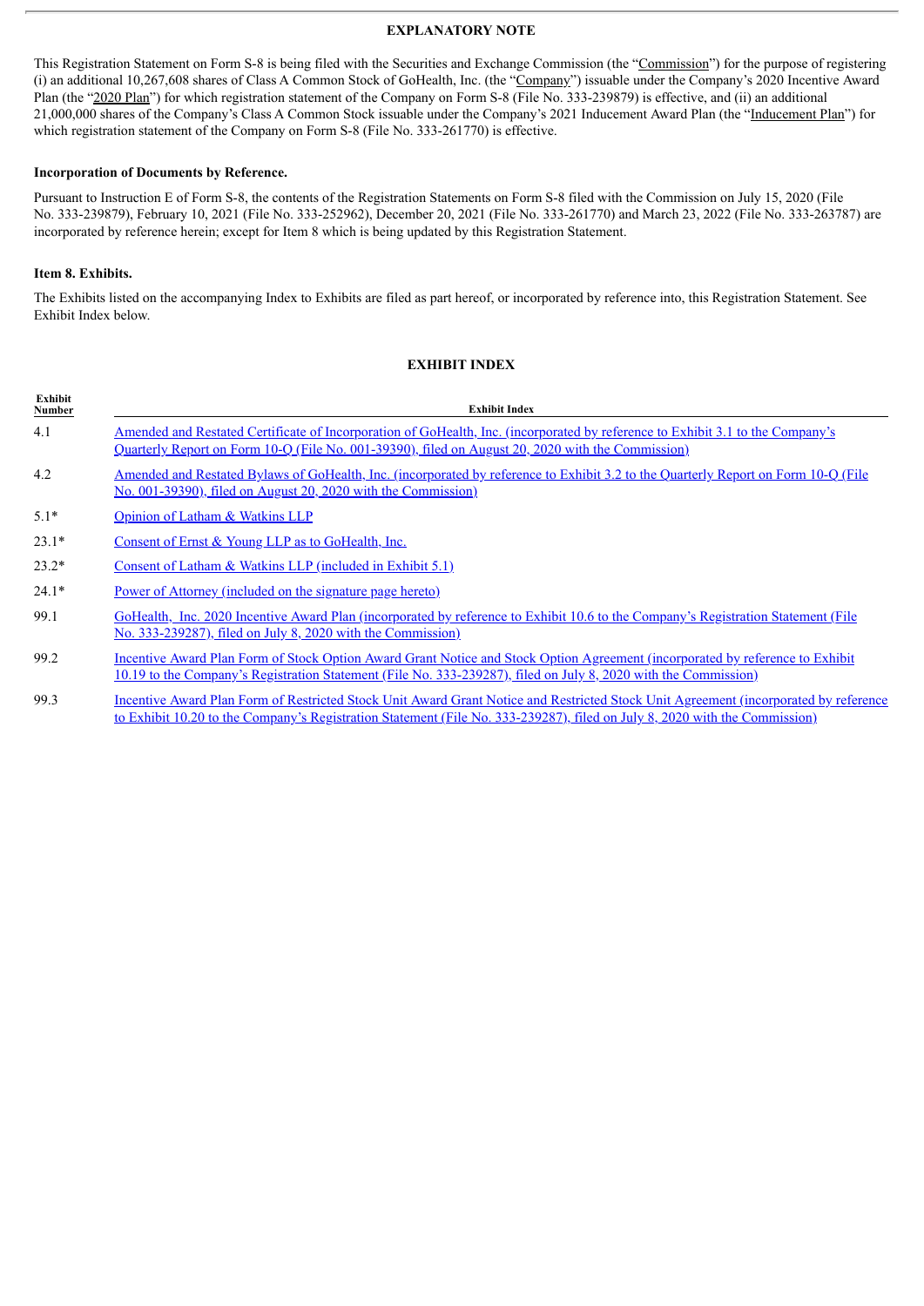## EXPLANATORY NOTE

This Registration Statement on Form S-8 is being filed with the Securities and Exchange Commission (the "Commission") for the purpose of registering (i) an additional 10,267,608 shares of Class A Common Stock of GoHealth, Inc. (the "Company") issuable under the Company's 2020 Incentive Award Plan (the "2020 Plan") for which registration statement of the Company on Form S-8 (File No. 333-239879) is effective, and (ii) an additional 21,000,000 shares of the Company's Class A Common Stock issuable under the Company's 2021 Inducement Award Plan (the "Inducement Plan") for which registration statement of the Company on Form S-8 (File No. 333-261770) is effective.

**Incorporation of Documents by Reference.**

Pursuant to Instruction E of Form S-8, the contents of the Registration Statements on Form S-8 filed with the Commission on July 15, 2020 (File No. 333-239879), February 10, 2021 (File No. 333-252962), December 20, 2021 (File No. 333-261770) and March 23, 2022 (File No. 333-263787) are incorporated by reference herein; except for Item 8 which is being updated by this Registration Statement.

**Item 8. Exhibits.**

The Exhibits listed on the accompanying Index to Exhibits are filed as part hereof, or incorporated by reference into, this Registration Statement. See Exhibit Index below.

## EXHIBIT INDEX

| Exhibit Number | Exhibit Index |
|---|---|
| 4.1 | Amended and Restated Certificate of Incorporation of GoHealth, Inc. (incorporated by reference to Exhibit 3.1 to the Company's Quarterly Report on Form 10-Q (File No. 001-39390), filed on August 20, 2020 with the Commission) |
| 4.2 | Amended and Restated Bylaws of GoHealth, Inc. (incorporated by reference to Exhibit 3.2 to the Quarterly Report on Form 10-Q (File No. 001-39390), filed on August 20, 2020 with the Commission) |
| 5.1* | Opinion of Latham & Watkins LLP |
| 23.1* | Consent of Ernst & Young LLP as to GoHealth, Inc. |
| 23.2* | Consent of Latham & Watkins LLP (included in Exhibit 5.1) |
| 24.1* | Power of Attorney (included on the signature page hereto) |
| 99.1 | GoHealth, Inc. 2020 Incentive Award Plan (incorporated by reference to Exhibit 10.6 to the Company's Registration Statement (File No. 333-239287), filed on July 8, 2020 with the Commission) |
| 99.2 | Incentive Award Plan Form of Stock Option Award Grant Notice and Stock Option Agreement (incorporated by reference to Exhibit 10.19 to the Company's Registration Statement (File No. 333-239287), filed on July 8, 2020 with the Commission) |
| 99.3 | Incentive Award Plan Form of Restricted Stock Unit Award Grant Notice and Restricted Stock Unit Agreement (incorporated by reference to Exhibit 10.20 to the Company's Registration Statement (File No. 333-239287), filed on July 8, 2020 with the Commission) |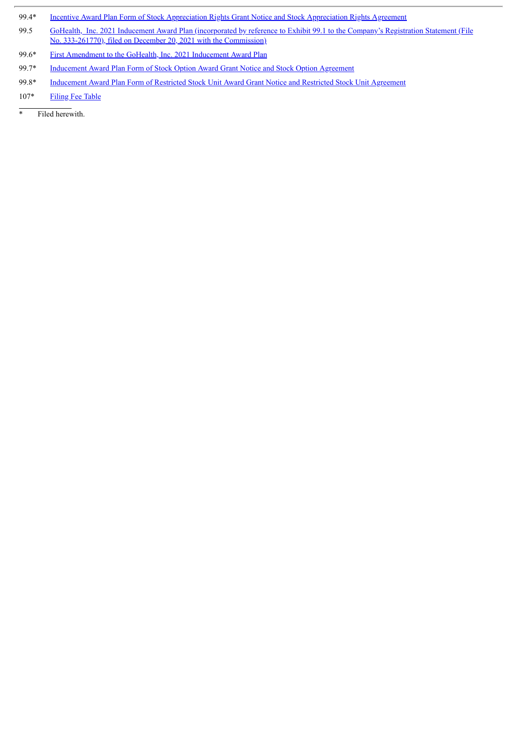| | |
|---|---|
| 99.4* | Incentive Award Plan Form of Stock Appreciation Rights Grant Notice and Stock Appreciation Rights Agreement |
| 99.5 | GoHealth, Inc. 2021 Inducement Award Plan (incorporated by reference to Exhibit 99.1 to the Company's Registration Statement (File No. 333-261770), filed on December 20, 2021 with the Commission) |
| 99.6* | First Amendment to the GoHealth, Inc. 2021 Inducement Award Plan |
| 99.7* | Inducement Award Plan Form of Stock Option Award Grant Notice and Stock Option Agreement |
| 99.8* | Inducement Award Plan Form of Restricted Stock Unit Award Grant Notice and Restricted Stock Unit Agreement |
| 107* | Filing Fee Table |

\* Filed herewith.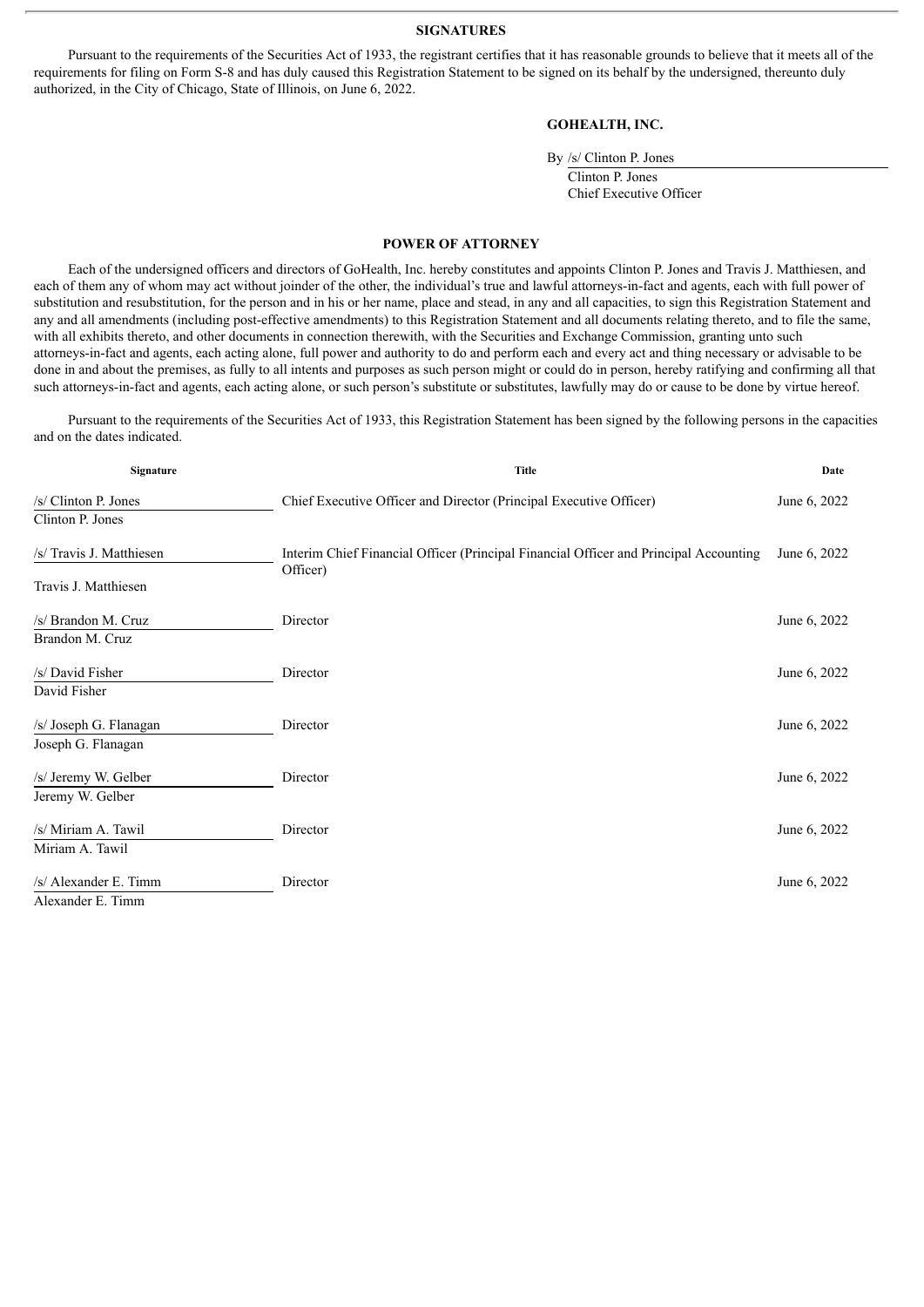## SIGNATURES

Pursuant to the requirements of the Securities Act of 1933, the registrant certifies that it has reasonable grounds to believe that it meets all of the requirements for filing on Form S-8 and has duly caused this Registration Statement to be signed on its behalf by the undersigned, thereunto duly authorized, in the City of Chicago, State of Illinois, on June 6, 2022.

**GOHEALTH, INC.**

By /s/ Clinton P. Jones
Clinton P. Jones
Chief Executive Officer

## POWER OF ATTORNEY

Each of the undersigned officers and directors of GoHealth, Inc. hereby constitutes and appoints Clinton P. Jones and Travis J. Matthiesen, and each of them any of whom may act without joinder of the other, the individual's true and lawful attorneys-in-fact and agents, each with full power of substitution and resubstitution, for the person and in his or her name, place and stead, in any and all capacities, to sign this Registration Statement and any and all amendments (including post-effective amendments) to this Registration Statement and all documents relating thereto, and to file the same, with all exhibits thereto, and other documents in connection therewith, with the Securities and Exchange Commission, granting unto such attorneys-in-fact and agents, each acting alone, full power and authority to do and perform each and every act and thing necessary or advisable to be done in and about the premises, as fully to all intents and purposes as such person might or could do in person, hereby ratifying and confirming all that such attorneys-in-fact and agents, each acting alone, or such person's substitute or substitutes, lawfully may do or cause to be done by virtue hereof.

Pursuant to the requirements of the Securities Act of 1933, this Registration Statement has been signed by the following persons in the capacities and on the dates indicated.

| Signature | Title | Date |
|---|---|---|
| /s/ Clinton P. Jones<br>Clinton P. Jones | Chief Executive Officer and Director (Principal Executive Officer) | June 6, 2022 |
| /s/ Travis J. Matthiesen<br>Travis J. Matthiesen | Interim Chief Financial Officer (Principal Financial Officer and Principal Accounting Officer) | June 6, 2022 |
| /s/ Brandon M. Cruz<br>Brandon M. Cruz | Director | June 6, 2022 |
| /s/ David Fisher<br>David Fisher | Director | June 6, 2022 |
| /s/ Joseph G. Flanagan<br>Joseph G. Flanagan | Director | June 6, 2022 |
| /s/ Jeremy W. Gelber<br>Jeremy W. Gelber | Director | June 6, 2022 |
| /s/ Miriam A. Tawil<br>Miriam A. Tawil | Director | June 6, 2022 |
| /s/ Alexander E. Timm<br>Alexander E. Timm | Director | June 6, 2022 |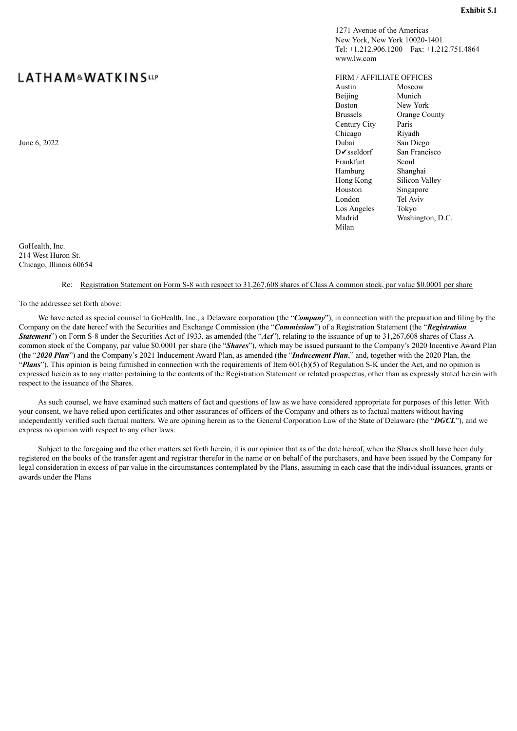**Exhibit 5.1**

LATHAM&WATKINS LLP

1271 Avenue of the Americas
New York, New York 10020-1401
Tel: +1.212.906.1200 Fax: +1.212.751.4864
www.lw.com

FIRM / AFFILIATE OFFICES

| | |
|---|---|
| Austin | Moscow |
| Beijing | Munich |
| Boston | New York |
| Brussels | Orange County |
| Century City | Paris |
| Chicago | Riyadh |
| Dubai | San Diego |
| D✔sseldorf | San Francisco |
| Frankfurt | Seoul |
| Hamburg | Shanghai |
| Hong Kong | Silicon Valley |
| Houston | Singapore |
| London | Tel Aviv |
| Los Angeles | Tokyo |
| Madrid | Washington, D.C. |
| Milan | |

June 6, 2022

GoHealth, Inc.
214 West Huron St.
Chicago, Illinois 60654

Re: Registration Statement on Form S-8 with respect to 31,267,608 shares of Class A common stock, par value $0.0001 per share

To the addressee set forth above:

We have acted as special counsel to GoHealth, Inc., a Delaware corporation (the "***Company***"), in connection with the preparation and filing by the Company on the date hereof with the Securities and Exchange Commission (the "***Commission***") of a Registration Statement (the "***Registration Statement***") on Form S-8 under the Securities Act of 1933, as amended (the "***Act***"), relating to the issuance of up to 31,267,608 shares of Class A common stock of the Company, par value $0.0001 per share (the "***Shares***"), which may be issued pursuant to the Company's 2020 Incentive Award Plan (the "***2020 Plan***") and the Company's 2021 Inducement Award Plan, as amended (the "***Inducement Plan***," and, together with the 2020 Plan, the "***Plans***"). This opinion is being furnished in connection with the requirements of Item 601(b)(5) of Regulation S-K under the Act, and no opinion is expressed herein as to any matter pertaining to the contents of the Registration Statement or related prospectus, other than as expressly stated herein with respect to the issuance of the Shares.

As such counsel, we have examined such matters of fact and questions of law as we have considered appropriate for purposes of this letter. With your consent, we have relied upon certificates and other assurances of officers of the Company and others as to factual matters without having independently verified such factual matters. We are opining herein as to the General Corporation Law of the State of Delaware (the "***DGCL***"), and we express no opinion with respect to any other laws.

Subject to the foregoing and the other matters set forth herein, it is our opinion that as of the date hereof, when the Shares shall have been duly registered on the books of the transfer agent and registrar therefor in the name or on behalf of the purchasers, and have been issued by the Company for legal consideration in excess of par value in the circumstances contemplated by the Plans, assuming in each case that the individual issuances, grants or awards under the Plans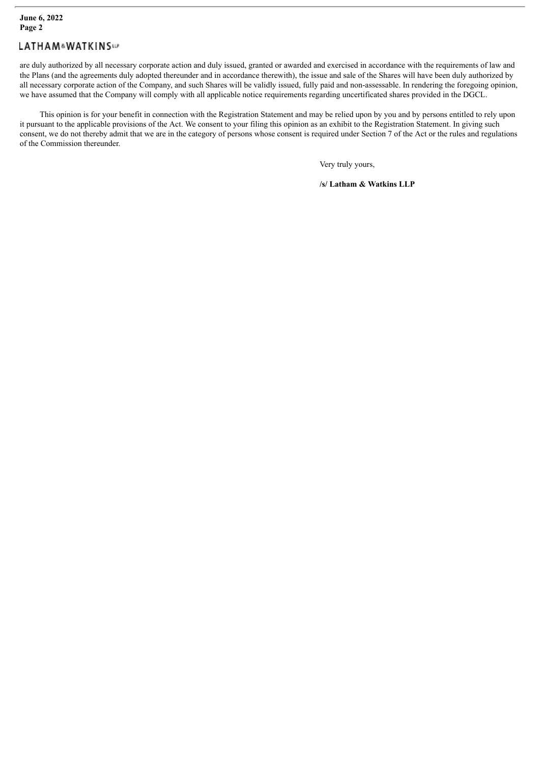are duly authorized by all necessary corporate action and duly issued, granted or awarded and exercised in accordance with the requirements of law and the Plans (and the agreements duly adopted thereunder and in accordance therewith), the issue and sale of the Shares will have been duly authorized by all necessary corporate action of the Company, and such Shares will be validly issued, fully paid and non-assessable. In rendering the foregoing opinion, we have assumed that the Company will comply with all applicable notice requirements regarding uncertificated shares provided in the DGCL.

This opinion is for your benefit in connection with the Registration Statement and may be relied upon by you and by persons entitled to rely upon it pursuant to the applicable provisions of the Act. We consent to your filing this opinion as an exhibit to the Registration Statement. In giving such consent, we do not thereby admit that we are in the category of persons whose consent is required under Section 7 of the Act or the rules and regulations of the Commission thereunder.

Very truly yours,

**/s/ Latham & Watkins LLP**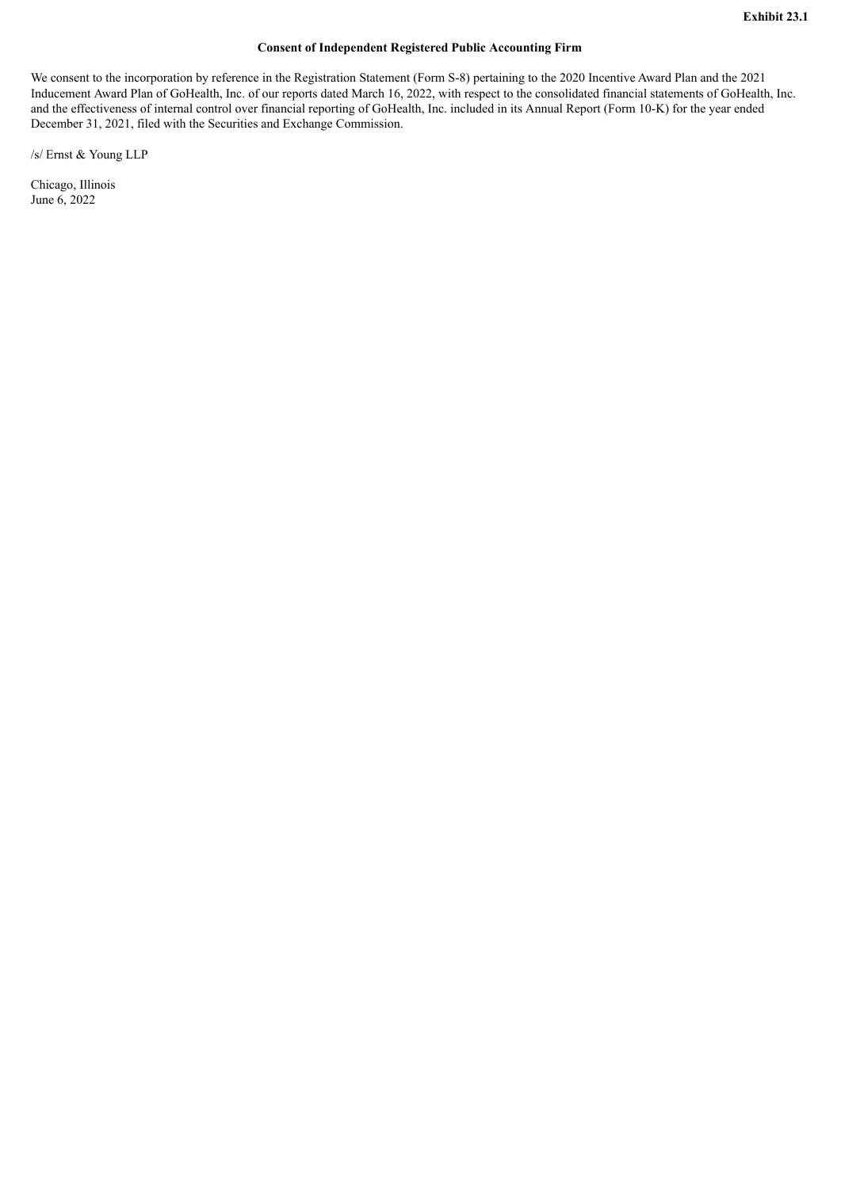**Exhibit 23.1**

# Consent of Independent Registered Public Accounting Firm

We consent to the incorporation by reference in the Registration Statement (Form S-8) pertaining to the 2020 Incentive Award Plan and the 2021 Inducement Award Plan of GoHealth, Inc. of our reports dated March 16, 2022, with respect to the consolidated financial statements of GoHealth, Inc. and the effectiveness of internal control over financial reporting of GoHealth, Inc. included in its Annual Report (Form 10-K) for the year ended December 31, 2021, filed with the Securities and Exchange Commission.

/s/ Ernst & Young LLP

Chicago, Illinois
June 6, 2022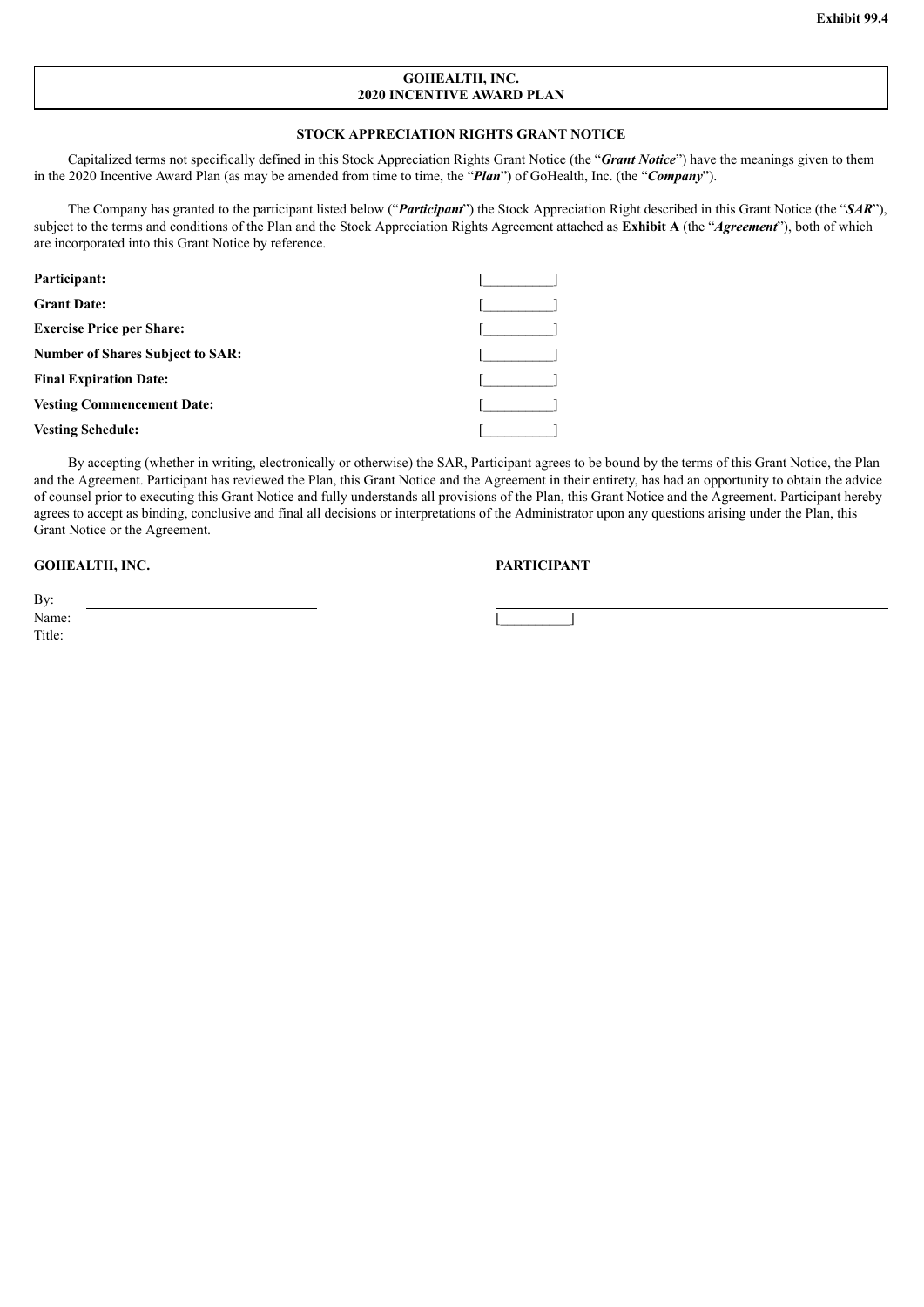**Exhibit 99.4**

**GOHEALTH, INC.**
**2020 INCENTIVE AWARD PLAN**

**STOCK APPRECIATION RIGHTS GRANT NOTICE**

Capitalized terms not specifically defined in this Stock Appreciation Rights Grant Notice (the "***Grant Notice***") have the meanings given to them in the 2020 Incentive Award Plan (as may be amended from time to time, the "***Plan***") of GoHealth, Inc. (the "***Company***").

The Company has granted to the participant listed below ("***Participant***") the Stock Appreciation Right described in this Grant Notice (the "***SAR***"), subject to the terms and conditions of the Plan and the Stock Appreciation Rights Agreement attached as **Exhibit A** (the "***Agreement***"), both of which are incorporated into this Grant Notice by reference.

| | |
|---|---|
| **Participant:** | [__________] |
| **Grant Date:** | [__________] |
| **Exercise Price per Share:** | [__________] |
| **Number of Shares Subject to SAR:** | [__________] |
| **Final Expiration Date:** | [__________] |
| **Vesting Commencement Date:** | [__________] |
| **Vesting Schedule:** | [__________] |

By accepting (whether in writing, electronically or otherwise) the SAR, Participant agrees to be bound by the terms of this Grant Notice, the Plan and the Agreement. Participant has reviewed the Plan, this Grant Notice and the Agreement in their entirety, has had an opportunity to obtain the advice of counsel prior to executing this Grant Notice and fully understands all provisions of the Plan, this Grant Notice and the Agreement. Participant hereby agrees to accept as binding, conclusive and final all decisions or interpretations of the Administrator upon any questions arising under the Plan, this Grant Notice or the Agreement.

| **GOHEALTH, INC.** | **PARTICIPANT** |
|---|---|
| By: ______________________________ | ______________________________ |
| Name: | [__________] |
| Title: | |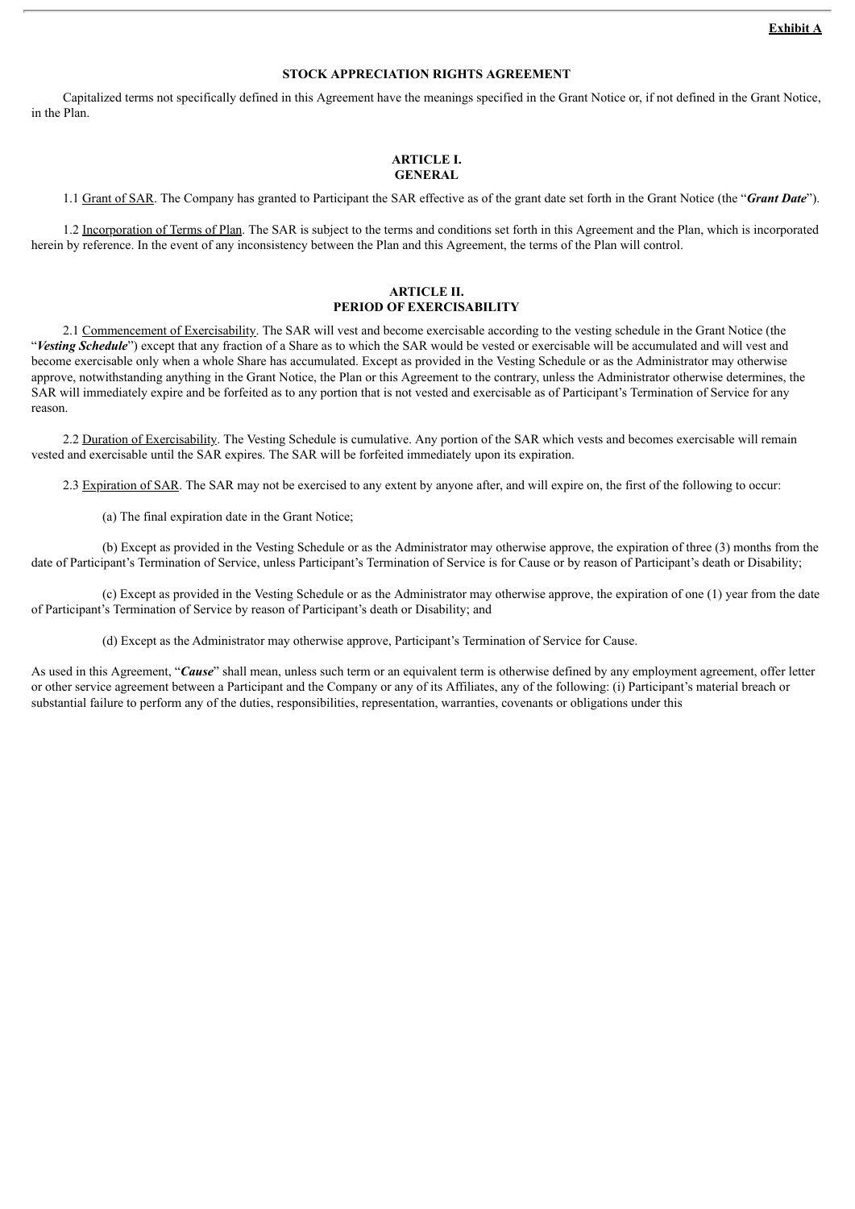**Exhibit A**

# STOCK APPRECIATION RIGHTS AGREEMENT

Capitalized terms not specifically defined in this Agreement have the meanings specified in the Grant Notice or, if not defined in the Grant Notice, in the Plan.

## ARTICLE I.
## GENERAL

1.1 Grant of SAR. The Company has granted to Participant the SAR effective as of the grant date set forth in the Grant Notice (the "***Grant Date***").

1.2 Incorporation of Terms of Plan. The SAR is subject to the terms and conditions set forth in this Agreement and the Plan, which is incorporated herein by reference. In the event of any inconsistency between the Plan and this Agreement, the terms of the Plan will control.

## ARTICLE II.
## PERIOD OF EXERCISABILITY

2.1 Commencement of Exercisability. The SAR will vest and become exercisable according to the vesting schedule in the Grant Notice (the "***Vesting Schedule***") except that any fraction of a Share as to which the SAR would be vested or exercisable will be accumulated and will vest and become exercisable only when a whole Share has accumulated. Except as provided in the Vesting Schedule or as the Administrator may otherwise approve, notwithstanding anything in the Grant Notice, the Plan or this Agreement to the contrary, unless the Administrator otherwise determines, the SAR will immediately expire and be forfeited as to any portion that is not vested and exercisable as of Participant's Termination of Service for any reason.

2.2 Duration of Exercisability. The Vesting Schedule is cumulative. Any portion of the SAR which vests and becomes exercisable will remain vested and exercisable until the SAR expires. The SAR will be forfeited immediately upon its expiration.

2.3 Expiration of SAR. The SAR may not be exercised to any extent by anyone after, and will expire on, the first of the following to occur:

(a) The final expiration date in the Grant Notice;

(b) Except as provided in the Vesting Schedule or as the Administrator may otherwise approve, the expiration of three (3) months from the date of Participant's Termination of Service, unless Participant's Termination of Service is for Cause or by reason of Participant's death or Disability;

(c) Except as provided in the Vesting Schedule or as the Administrator may otherwise approve, the expiration of one (1) year from the date of Participant's Termination of Service by reason of Participant's death or Disability; and

(d) Except as the Administrator may otherwise approve, Participant's Termination of Service for Cause.

As used in this Agreement, "***Cause***" shall mean, unless such term or an equivalent term is otherwise defined by any employment agreement, offer letter or other service agreement between a Participant and the Company or any of its Affiliates, any of the following: (i) Participant's material breach or substantial failure to perform any of the duties, responsibilities, representation, warranties, covenants or obligations under this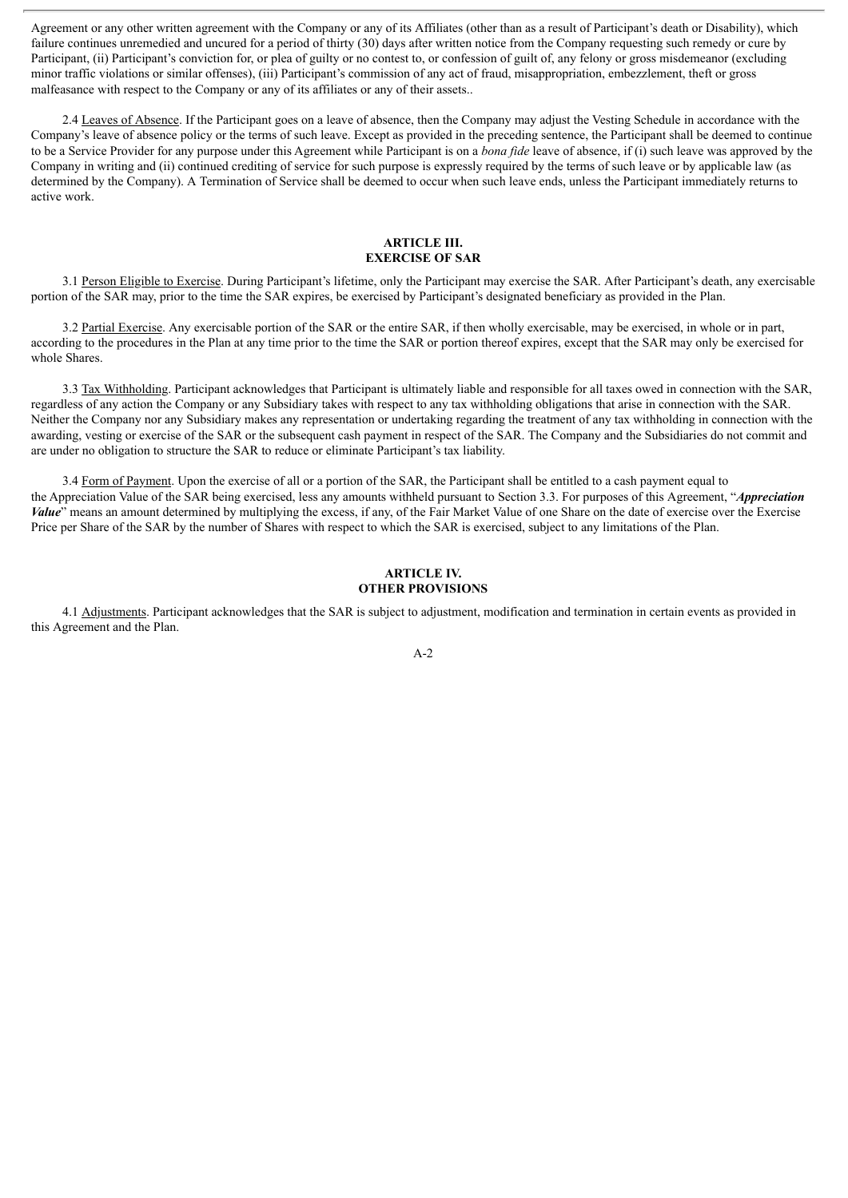Agreement or any other written agreement with the Company or any of its Affiliates (other than as a result of Participant's death or Disability), which failure continues unremedied and uncured for a period of thirty (30) days after written notice from the Company requesting such remedy or cure by Participant, (ii) Participant's conviction for, or plea of guilty or no contest to, or confession of guilt of, any felony or gross misdemeanor (excluding minor traffic violations or similar offenses), (iii) Participant's commission of any act of fraud, misappropriation, embezzlement, theft or gross malfeasance with respect to the Company or any of its affiliates or any of their assets..

2.4 Leaves of Absence. If the Participant goes on a leave of absence, then the Company may adjust the Vesting Schedule in accordance with the Company's leave of absence policy or the terms of such leave. Except as provided in the preceding sentence, the Participant shall be deemed to continue to be a Service Provider for any purpose under this Agreement while Participant is on a *bona fide* leave of absence, if (i) such leave was approved by the Company in writing and (ii) continued crediting of service for such purpose is expressly required by the terms of such leave or by applicable law (as determined by the Company). A Termination of Service shall be deemed to occur when such leave ends, unless the Participant immediately returns to active work.

## ARTICLE III.
## EXERCISE OF SAR

3.1 Person Eligible to Exercise. During Participant's lifetime, only the Participant may exercise the SAR. After Participant's death, any exercisable portion of the SAR may, prior to the time the SAR expires, be exercised by Participant's designated beneficiary as provided in the Plan.

3.2 Partial Exercise. Any exercisable portion of the SAR or the entire SAR, if then wholly exercisable, may be exercised, in whole or in part, according to the procedures in the Plan at any time prior to the time the SAR or portion thereof expires, except that the SAR may only be exercised for whole Shares.

3.3 Tax Withholding. Participant acknowledges that Participant is ultimately liable and responsible for all taxes owed in connection with the SAR, regardless of any action the Company or any Subsidiary takes with respect to any tax withholding obligations that arise in connection with the SAR. Neither the Company nor any Subsidiary makes any representation or undertaking regarding the treatment of any tax withholding in connection with the awarding, vesting or exercise of the SAR or the subsequent cash payment in respect of the SAR. The Company and the Subsidiaries do not commit and are under no obligation to structure the SAR to reduce or eliminate Participant's tax liability.

3.4 Form of Payment. Upon the exercise of all or a portion of the SAR, the Participant shall be entitled to a cash payment equal to the Appreciation Value of the SAR being exercised, less any amounts withheld pursuant to Section 3.3. For purposes of this Agreement, "***Appreciation Value***" means an amount determined by multiplying the excess, if any, of the Fair Market Value of one Share on the date of exercise over the Exercise Price per Share of the SAR by the number of Shares with respect to which the SAR is exercised, subject to any limitations of the Plan.

## ARTICLE IV.
## OTHER PROVISIONS

4.1 Adjustments. Participant acknowledges that the SAR is subject to adjustment, modification and termination in certain events as provided in this Agreement and the Plan.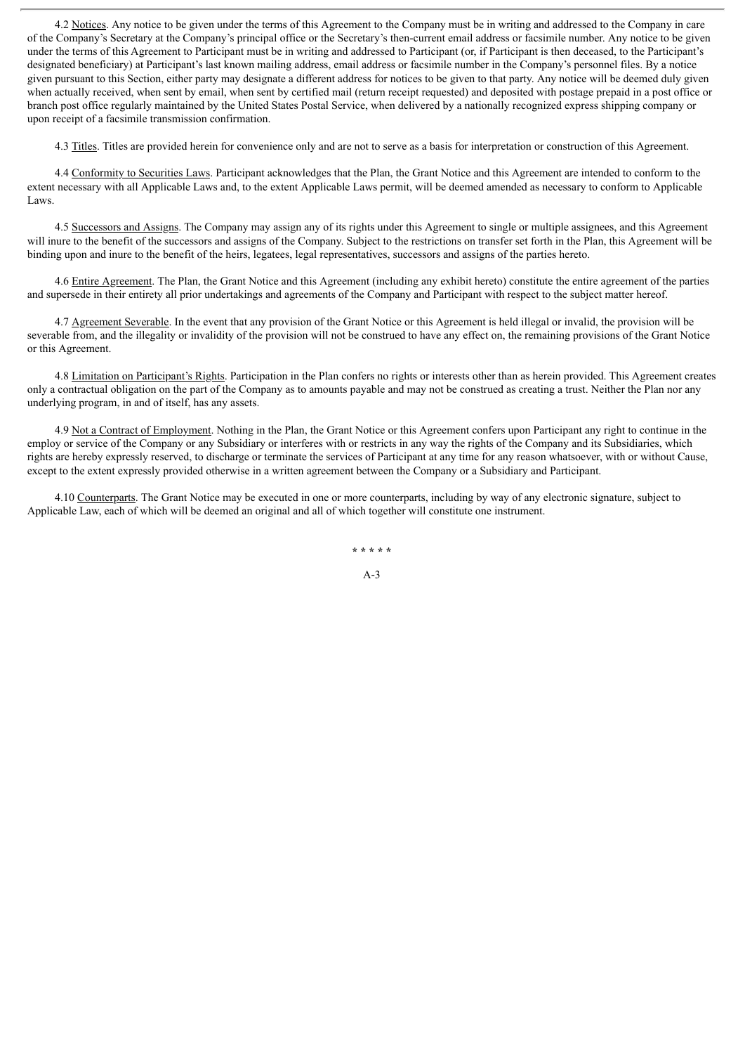4.2 Notices. Any notice to be given under the terms of this Agreement to the Company must be in writing and addressed to the Company in care of the Company's Secretary at the Company's principal office or the Secretary's then-current email address or facsimile number. Any notice to be given under the terms of this Agreement to Participant must be in writing and addressed to Participant (or, if Participant is then deceased, to the Participant's designated beneficiary) at Participant's last known mailing address, email address or facsimile number in the Company's personnel files. By a notice given pursuant to this Section, either party may designate a different address for notices to be given to that party. Any notice will be deemed duly given when actually received, when sent by email, when sent by certified mail (return receipt requested) and deposited with postage prepaid in a post office or branch post office regularly maintained by the United States Postal Service, when delivered by a nationally recognized express shipping company or upon receipt of a facsimile transmission confirmation.

4.3 Titles. Titles are provided herein for convenience only and are not to serve as a basis for interpretation or construction of this Agreement.

4.4 Conformity to Securities Laws. Participant acknowledges that the Plan, the Grant Notice and this Agreement are intended to conform to the extent necessary with all Applicable Laws and, to the extent Applicable Laws permit, will be deemed amended as necessary to conform to Applicable Laws.

4.5 Successors and Assigns. The Company may assign any of its rights under this Agreement to single or multiple assignees, and this Agreement will inure to the benefit of the successors and assigns of the Company. Subject to the restrictions on transfer set forth in the Plan, this Agreement will be binding upon and inure to the benefit of the heirs, legatees, legal representatives, successors and assigns of the parties hereto.

4.6 Entire Agreement. The Plan, the Grant Notice and this Agreement (including any exhibit hereto) constitute the entire agreement of the parties and supersede in their entirety all prior undertakings and agreements of the Company and Participant with respect to the subject matter hereof.

4.7 Agreement Severable. In the event that any provision of the Grant Notice or this Agreement is held illegal or invalid, the provision will be severable from, and the illegality or invalidity of the provision will not be construed to have any effect on, the remaining provisions of the Grant Notice or this Agreement.

4.8 Limitation on Participant's Rights. Participation in the Plan confers no rights or interests other than as herein provided. This Agreement creates only a contractual obligation on the part of the Company as to amounts payable and may not be construed as creating a trust. Neither the Plan nor any underlying program, in and of itself, has any assets.

4.9 Not a Contract of Employment. Nothing in the Plan, the Grant Notice or this Agreement confers upon Participant any right to continue in the employ or service of the Company or any Subsidiary or interferes with or restricts in any way the rights of the Company and its Subsidiaries, which rights are hereby expressly reserved, to discharge or terminate the services of Participant at any time for any reason whatsoever, with or without Cause, except to the extent expressly provided otherwise in a written agreement between the Company or a Subsidiary and Participant.

4.10 Counterparts. The Grant Notice may be executed in one or more counterparts, including by way of any electronic signature, subject to Applicable Law, each of which will be deemed an original and all of which together will constitute one instrument.

\* \* \* \* \*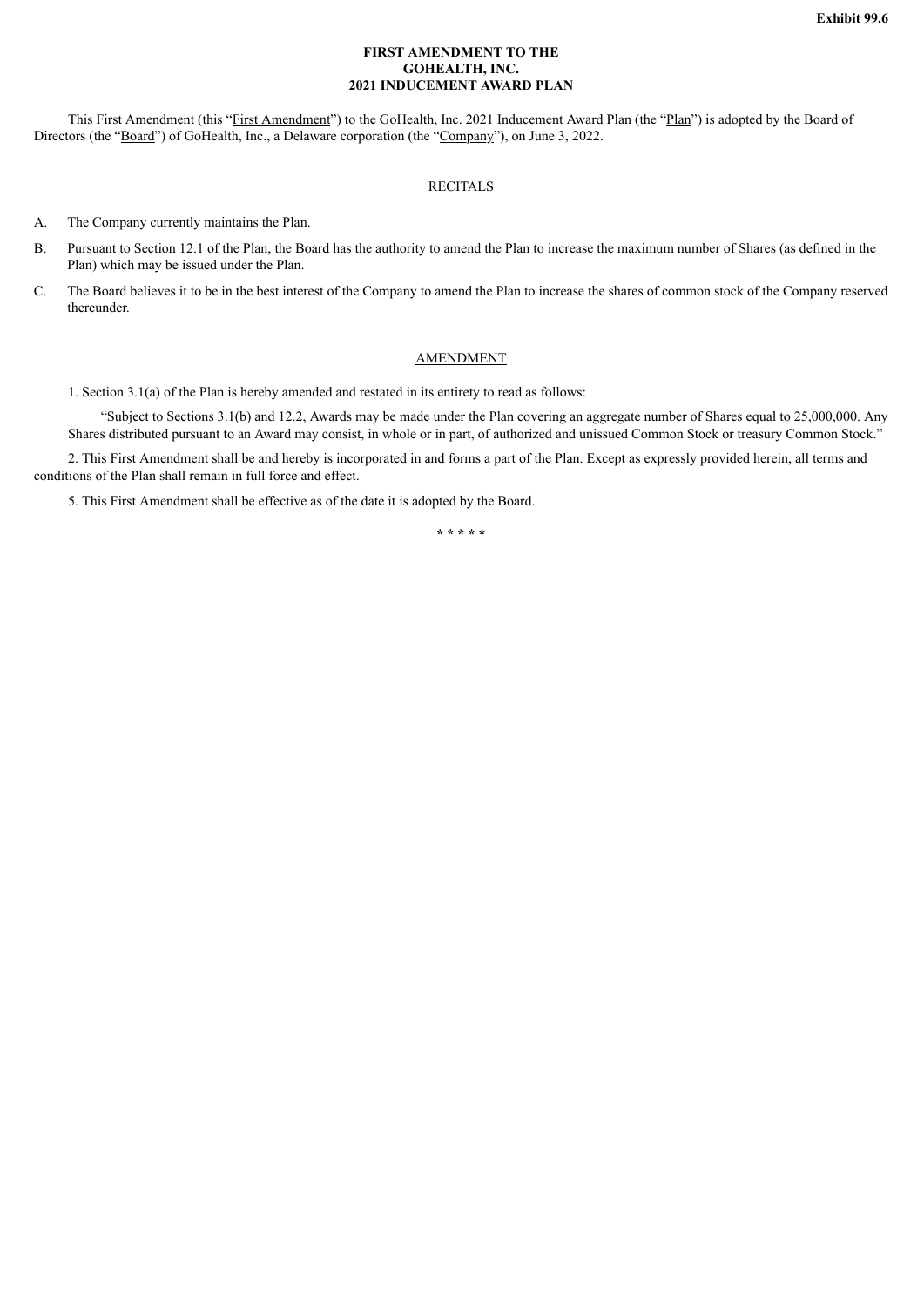**Exhibit 99.6**

# FIRST AMENDMENT TO THE GOHEALTH, INC. 2021 INDUCEMENT AWARD PLAN

This First Amendment (this "First Amendment") to the GoHealth, Inc. 2021 Inducement Award Plan (the "Plan") is adopted by the Board of Directors (the "Board") of GoHealth, Inc., a Delaware corporation (the "Company"), on June 3, 2022.

## RECITALS

A. The Company currently maintains the Plan.

B. Pursuant to Section 12.1 of the Plan, the Board has the authority to amend the Plan to increase the maximum number of Shares (as defined in the Plan) which may be issued under the Plan.

C. The Board believes it to be in the best interest of the Company to amend the Plan to increase the shares of common stock of the Company reserved thereunder.

## AMENDMENT

1. Section 3.1(a) of the Plan is hereby amended and restated in its entirety to read as follows:

> "Subject to Sections 3.1(b) and 12.2, Awards may be made under the Plan covering an aggregate number of Shares equal to 25,000,000. Any Shares distributed pursuant to an Award may consist, in whole or in part, of authorized and unissued Common Stock or treasury Common Stock."

2. This First Amendment shall be and hereby is incorporated in and forms a part of the Plan. Except as expressly provided herein, all terms and conditions of the Plan shall remain in full force and effect.

5. This First Amendment shall be effective as of the date it is adopted by the Board.

\* \* \* \* \*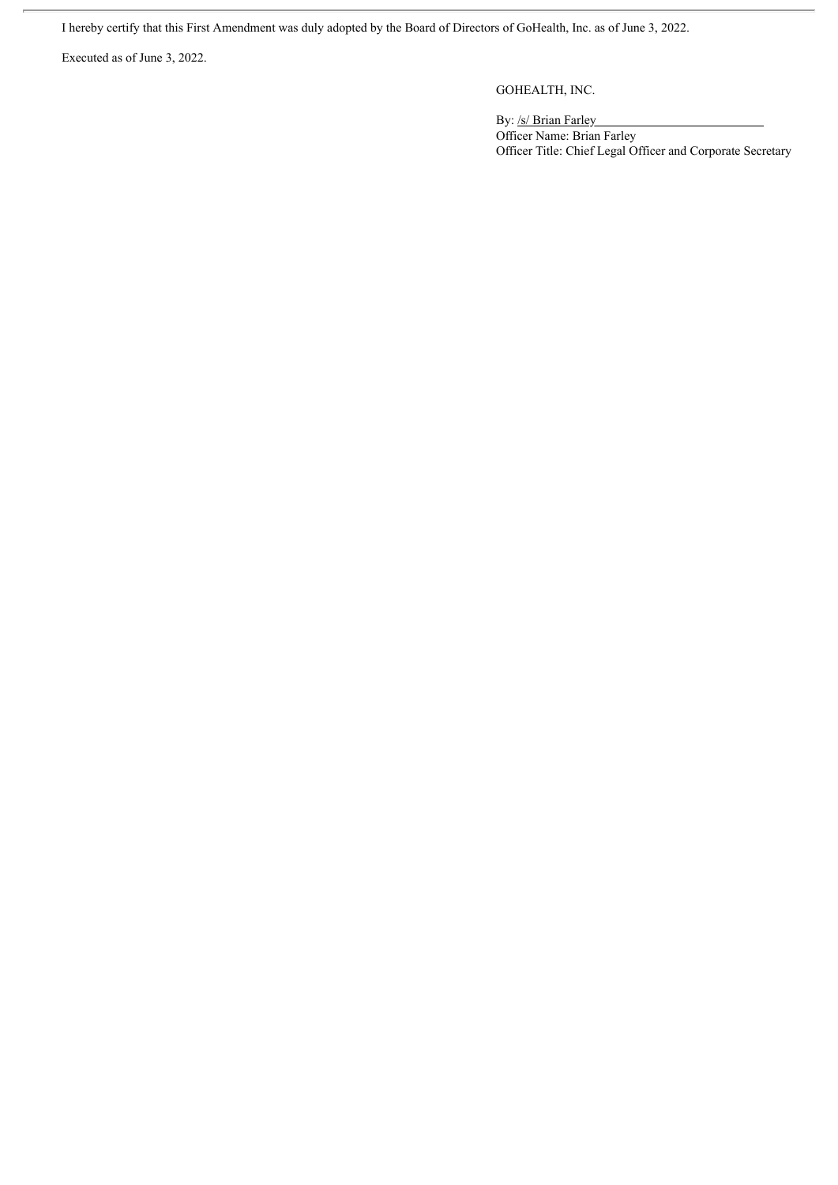I hereby certify that this First Amendment was duly adopted by the Board of Directors of GoHealth, Inc. as of June 3, 2022.

Executed as of June 3, 2022.

GOHEALTH, INC.

By: /s/ Brian Farley

Officer Name: Brian Farley

Officer Title: Chief Legal Officer and Corporate Secretary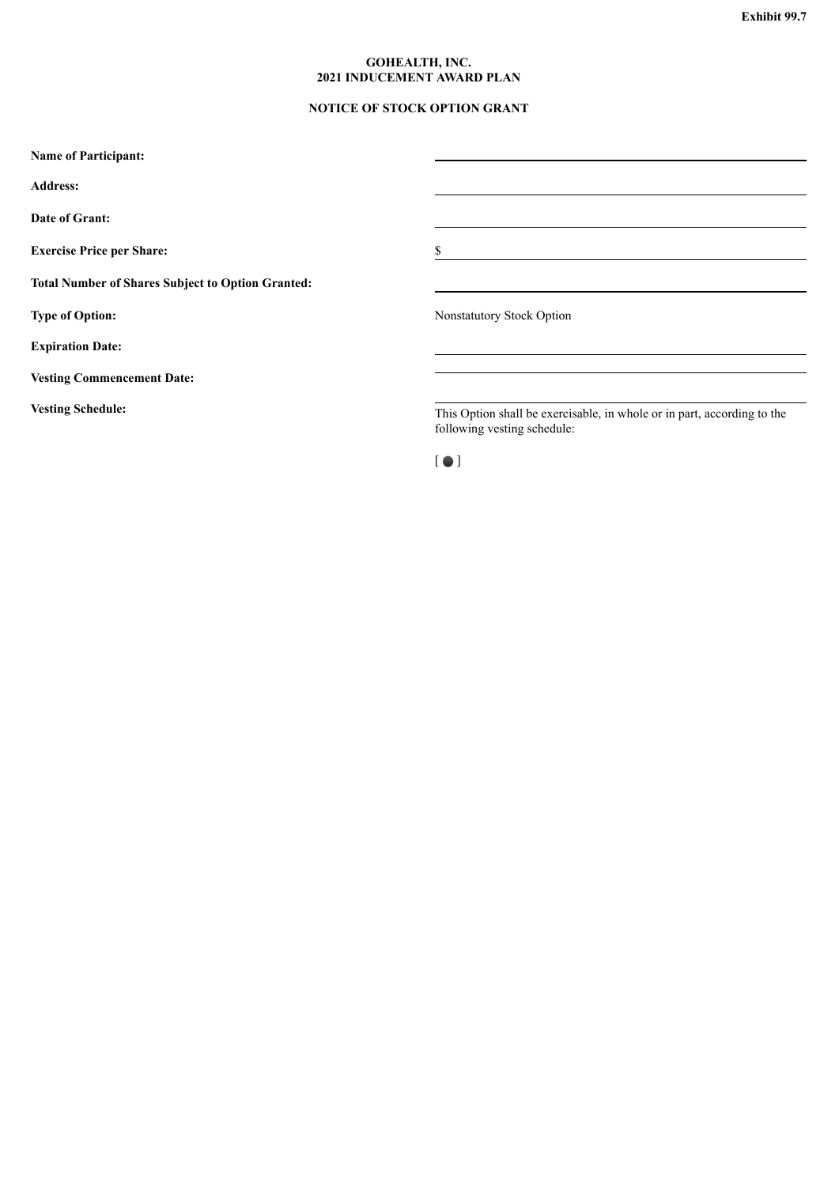Exhibit 99.7

**GOHEALTH, INC.**
**2021 INDUCEMENT AWARD PLAN**

**NOTICE OF STOCK OPTION GRANT**

| | |
|---|---|
| **Name of Participant:** | |
| **Address:** | |
| **Date of Grant:** | |
| **Exercise Price per Share:** | $ |
| **Total Number of Shares Subject to Option Granted:** | |
| **Type of Option:** | Nonstatutory Stock Option |
| **Expiration Date:** | |
| **Vesting Commencement Date:** | |
| **Vesting Schedule:** | This Option shall be exercisable, in whole or in part, according to the following vesting schedule: [ ● ] |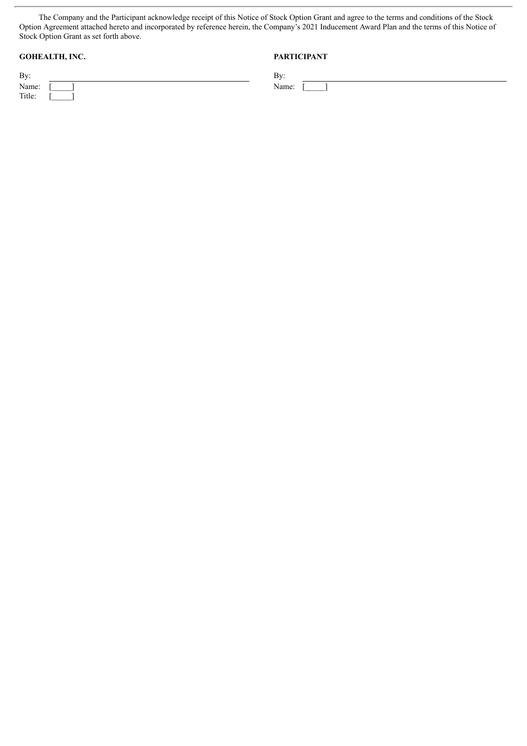The Company and the Participant acknowledge receipt of this Notice of Stock Option Grant and agree to the terms and conditions of the Stock Option Agreement attached hereto and incorporated by reference herein, the Company's 2021 Inducement Award Plan and the terms of this Notice of Stock Option Grant as set forth above.

| **GOHEALTH, INC.** | | **PARTICIPANT** | |
|---|---|---|---|
| By: | ______________________________ | By: | ______________________________ |
| Name: | [_____] | Name: | [_____] |
| Title: | [_____] | | |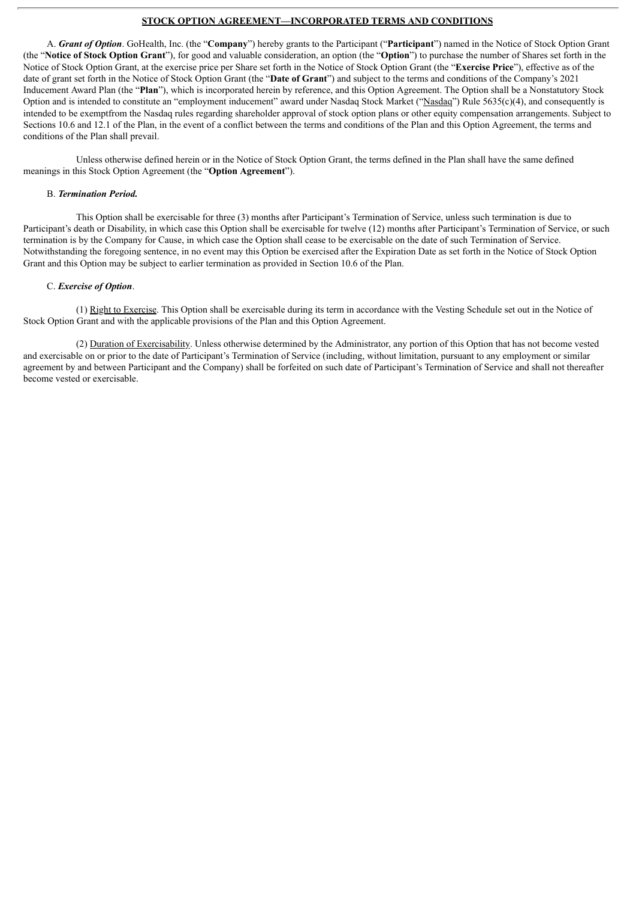**STOCK OPTION AGREEMENT—INCORPORATED TERMS AND CONDITIONS**

A. ***Grant of Option***. GoHealth, Inc. (the "**Company**") hereby grants to the Participant ("**Participant**") named in the Notice of Stock Option Grant (the "**Notice of Stock Option Grant**"), for good and valuable consideration, an option (the "**Option**") to purchase the number of Shares set forth in the Notice of Stock Option Grant, at the exercise price per Share set forth in the Notice of Stock Option Grant (the "**Exercise Price**"), effective as of the date of grant set forth in the Notice of Stock Option Grant (the "**Date of Grant**") and subject to the terms and conditions of the Company's 2021 Inducement Award Plan (the "**Plan**"), which is incorporated herein by reference, and this Option Agreement. The Option shall be a Nonstatutory Stock Option and is intended to constitute an "employment inducement" award under Nasdaq Stock Market ("Nasdaq") Rule 5635(c)(4), and consequently is intended to be exemptfrom the Nasdaq rules regarding shareholder approval of stock option plans or other equity compensation arrangements. Subject to Sections 10.6 and 12.1 of the Plan, in the event of a conflict between the terms and conditions of the Plan and this Option Agreement, the terms and conditions of the Plan shall prevail.

Unless otherwise defined herein or in the Notice of Stock Option Grant, the terms defined in the Plan shall have the same defined meanings in this Stock Option Agreement (the "**Option Agreement**").

B. ***Termination Period.***

This Option shall be exercisable for three (3) months after Participant's Termination of Service, unless such termination is due to Participant's death or Disability, in which case this Option shall be exercisable for twelve (12) months after Participant's Termination of Service, or such termination is by the Company for Cause, in which case the Option shall cease to be exercisable on the date of such Termination of Service. Notwithstanding the foregoing sentence, in no event may this Option be exercised after the Expiration Date as set forth in the Notice of Stock Option Grant and this Option may be subject to earlier termination as provided in Section 10.6 of the Plan.

C. ***Exercise of Option***.

(1) Right to Exercise. This Option shall be exercisable during its term in accordance with the Vesting Schedule set out in the Notice of Stock Option Grant and with the applicable provisions of the Plan and this Option Agreement.

(2) Duration of Exercisability. Unless otherwise determined by the Administrator, any portion of this Option that has not become vested and exercisable on or prior to the date of Participant's Termination of Service (including, without limitation, pursuant to any employment or similar agreement by and between Participant and the Company) shall be forfeited on such date of Participant's Termination of Service and shall not thereafter become vested or exercisable.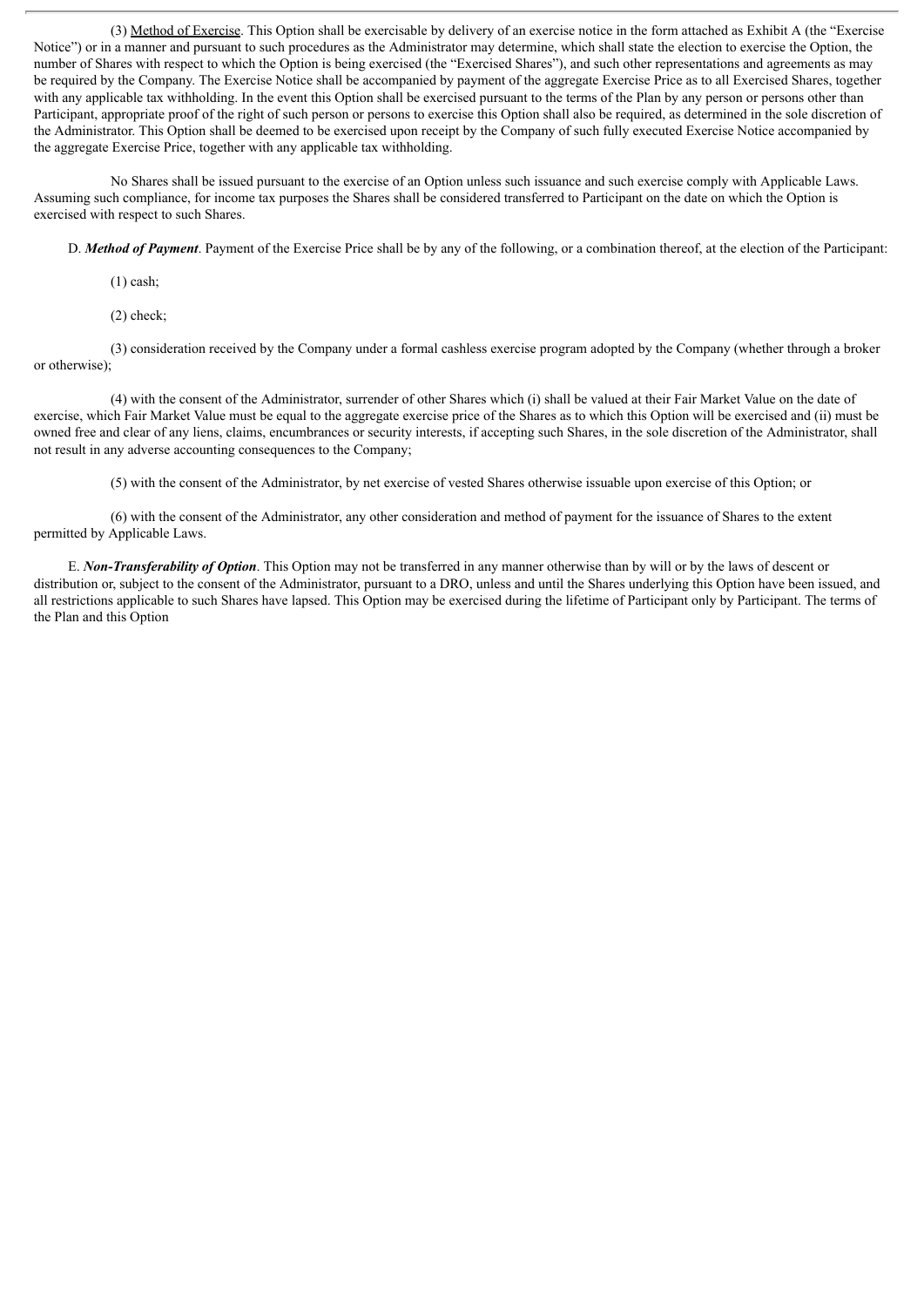(3) Method of Exercise. This Option shall be exercisable by delivery of an exercise notice in the form attached as Exhibit A (the "Exercise Notice") or in a manner and pursuant to such procedures as the Administrator may determine, which shall state the election to exercise the Option, the number of Shares with respect to which the Option is being exercised (the "Exercised Shares"), and such other representations and agreements as may be required by the Company. The Exercise Notice shall be accompanied by payment of the aggregate Exercise Price as to all Exercised Shares, together with any applicable tax withholding. In the event this Option shall be exercised pursuant to the terms of the Plan by any person or persons other than Participant, appropriate proof of the right of such person or persons to exercise this Option shall also be required, as determined in the sole discretion of the Administrator. This Option shall be deemed to be exercised upon receipt by the Company of such fully executed Exercise Notice accompanied by the aggregate Exercise Price, together with any applicable tax withholding.

No Shares shall be issued pursuant to the exercise of an Option unless such issuance and such exercise comply with Applicable Laws. Assuming such compliance, for income tax purposes the Shares shall be considered transferred to Participant on the date on which the Option is exercised with respect to such Shares.

D. ***Method of Payment***. Payment of the Exercise Price shall be by any of the following, or a combination thereof, at the election of the Participant:

(1) cash;

(2) check;

(3) consideration received by the Company under a formal cashless exercise program adopted by the Company (whether through a broker or otherwise);

(4) with the consent of the Administrator, surrender of other Shares which (i) shall be valued at their Fair Market Value on the date of exercise, which Fair Market Value must be equal to the aggregate exercise price of the Shares as to which this Option will be exercised and (ii) must be owned free and clear of any liens, claims, encumbrances or security interests, if accepting such Shares, in the sole discretion of the Administrator, shall not result in any adverse accounting consequences to the Company;

(5) with the consent of the Administrator, by net exercise of vested Shares otherwise issuable upon exercise of this Option; or

(6) with the consent of the Administrator, any other consideration and method of payment for the issuance of Shares to the extent permitted by Applicable Laws.

E. ***Non-Transferability of Option***. This Option may not be transferred in any manner otherwise than by will or by the laws of descent or distribution or, subject to the consent of the Administrator, pursuant to a DRO, unless and until the Shares underlying this Option have been issued, and all restrictions applicable to such Shares have lapsed. This Option may be exercised during the lifetime of Participant only by Participant. The terms of the Plan and this Option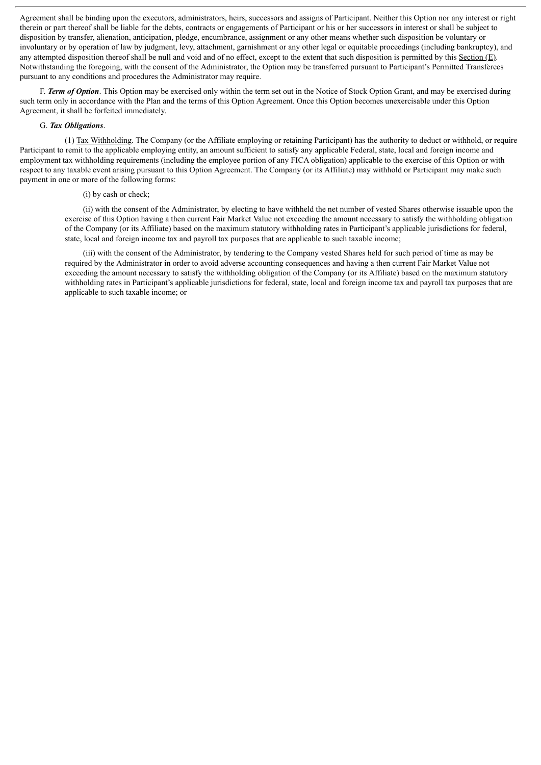Agreement shall be binding upon the executors, administrators, heirs, successors and assigns of Participant. Neither this Option nor any interest or right therein or part thereof shall be liable for the debts, contracts or engagements of Participant or his or her successors in interest or shall be subject to disposition by transfer, alienation, anticipation, pledge, encumbrance, assignment or any other means whether such disposition be voluntary or involuntary or by operation of law by judgment, levy, attachment, garnishment or any other legal or equitable proceedings (including bankruptcy), and any attempted disposition thereof shall be null and void and of no effect, except to the extent that such disposition is permitted by this Section (E). Notwithstanding the foregoing, with the consent of the Administrator, the Option may be transferred pursuant to Participant's Permitted Transferees pursuant to any conditions and procedures the Administrator may require.

F. ***Term of Option***. This Option may be exercised only within the term set out in the Notice of Stock Option Grant, and may be exercised during such term only in accordance with the Plan and the terms of this Option Agreement. Once this Option becomes unexercisable under this Option Agreement, it shall be forfeited immediately.

G. ***Tax Obligations***.

(1) Tax Withholding. The Company (or the Affiliate employing or retaining Participant) has the authority to deduct or withhold, or require Participant to remit to the applicable employing entity, an amount sufficient to satisfy any applicable Federal, state, local and foreign income and employment tax withholding requirements (including the employee portion of any FICA obligation) applicable to the exercise of this Option or with respect to any taxable event arising pursuant to this Option Agreement. The Company (or its Affiliate) may withhold or Participant may make such payment in one or more of the following forms:

(i) by cash or check;

(ii) with the consent of the Administrator, by electing to have withheld the net number of vested Shares otherwise issuable upon the exercise of this Option having a then current Fair Market Value not exceeding the amount necessary to satisfy the withholding obligation of the Company (or its Affiliate) based on the maximum statutory withholding rates in Participant's applicable jurisdictions for federal, state, local and foreign income tax and payroll tax purposes that are applicable to such taxable income;

(iii) with the consent of the Administrator, by tendering to the Company vested Shares held for such period of time as may be required by the Administrator in order to avoid adverse accounting consequences and having a then current Fair Market Value not exceeding the amount necessary to satisfy the withholding obligation of the Company (or its Affiliate) based on the maximum statutory withholding rates in Participant's applicable jurisdictions for federal, state, local and foreign income tax and payroll tax purposes that are applicable to such taxable income; or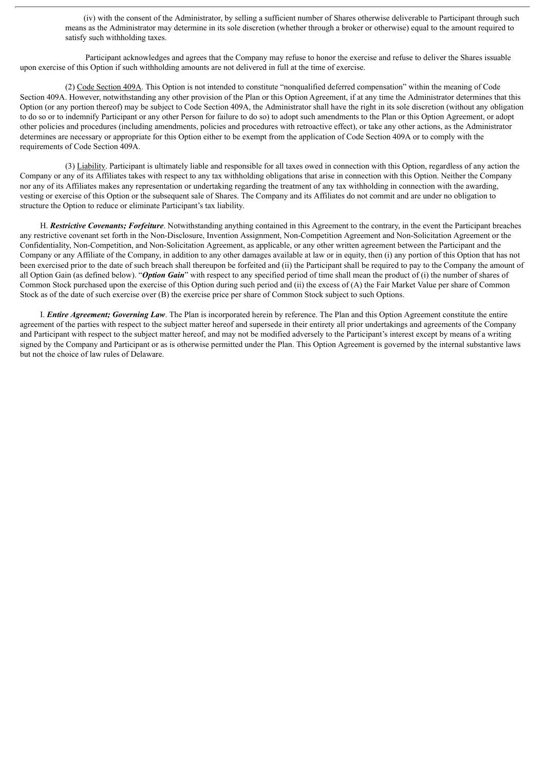(iv) with the consent of the Administrator, by selling a sufficient number of Shares otherwise deliverable to Participant through such means as the Administrator may determine in its sole discretion (whether through a broker or otherwise) equal to the amount required to satisfy such withholding taxes.

Participant acknowledges and agrees that the Company may refuse to honor the exercise and refuse to deliver the Shares issuable upon exercise of this Option if such withholding amounts are not delivered in full at the time of exercise.

(2) Code Section 409A. This Option is not intended to constitute "nonqualified deferred compensation" within the meaning of Code Section 409A. However, notwithstanding any other provision of the Plan or this Option Agreement, if at any time the Administrator determines that this Option (or any portion thereof) may be subject to Code Section 409A, the Administrator shall have the right in its sole discretion (without any obligation to do so or to indemnify Participant or any other Person for failure to do so) to adopt such amendments to the Plan or this Option Agreement, or adopt other policies and procedures (including amendments, policies and procedures with retroactive effect), or take any other actions, as the Administrator determines are necessary or appropriate for this Option either to be exempt from the application of Code Section 409A or to comply with the requirements of Code Section 409A.

(3) Liability. Participant is ultimately liable and responsible for all taxes owed in connection with this Option, regardless of any action the Company or any of its Affiliates takes with respect to any tax withholding obligations that arise in connection with this Option. Neither the Company nor any of its Affiliates makes any representation or undertaking regarding the treatment of any tax withholding in connection with the awarding, vesting or exercise of this Option or the subsequent sale of Shares. The Company and its Affiliates do not commit and are under no obligation to structure the Option to reduce or eliminate Participant's tax liability.

H. ***Restrictive Covenants; Forfeiture***. Notwithstanding anything contained in this Agreement to the contrary, in the event the Participant breaches any restrictive covenant set forth in the Non-Disclosure, Invention Assignment, Non-Competition Agreement and Non-Solicitation Agreement or the Confidentiality, Non-Competition, and Non-Solicitation Agreement, as applicable, or any other written agreement between the Participant and the Company or any Affiliate of the Company, in addition to any other damages available at law or in equity, then (i) any portion of this Option that has not been exercised prior to the date of such breach shall thereupon be forfeited and (ii) the Participant shall be required to pay to the Company the amount of all Option Gain (as defined below). "***Option Gain***" with respect to any specified period of time shall mean the product of (i) the number of shares of Common Stock purchased upon the exercise of this Option during such period and (ii) the excess of (A) the Fair Market Value per share of Common Stock as of the date of such exercise over (B) the exercise price per share of Common Stock subject to such Options.

I. ***Entire Agreement; Governing Law***. The Plan is incorporated herein by reference. The Plan and this Option Agreement constitute the entire agreement of the parties with respect to the subject matter hereof and supersede in their entirety all prior undertakings and agreements of the Company and Participant with respect to the subject matter hereof, and may not be modified adversely to the Participant's interest except by means of a writing signed by the Company and Participant or as is otherwise permitted under the Plan. This Option Agreement is governed by the internal substantive laws but not the choice of law rules of Delaware.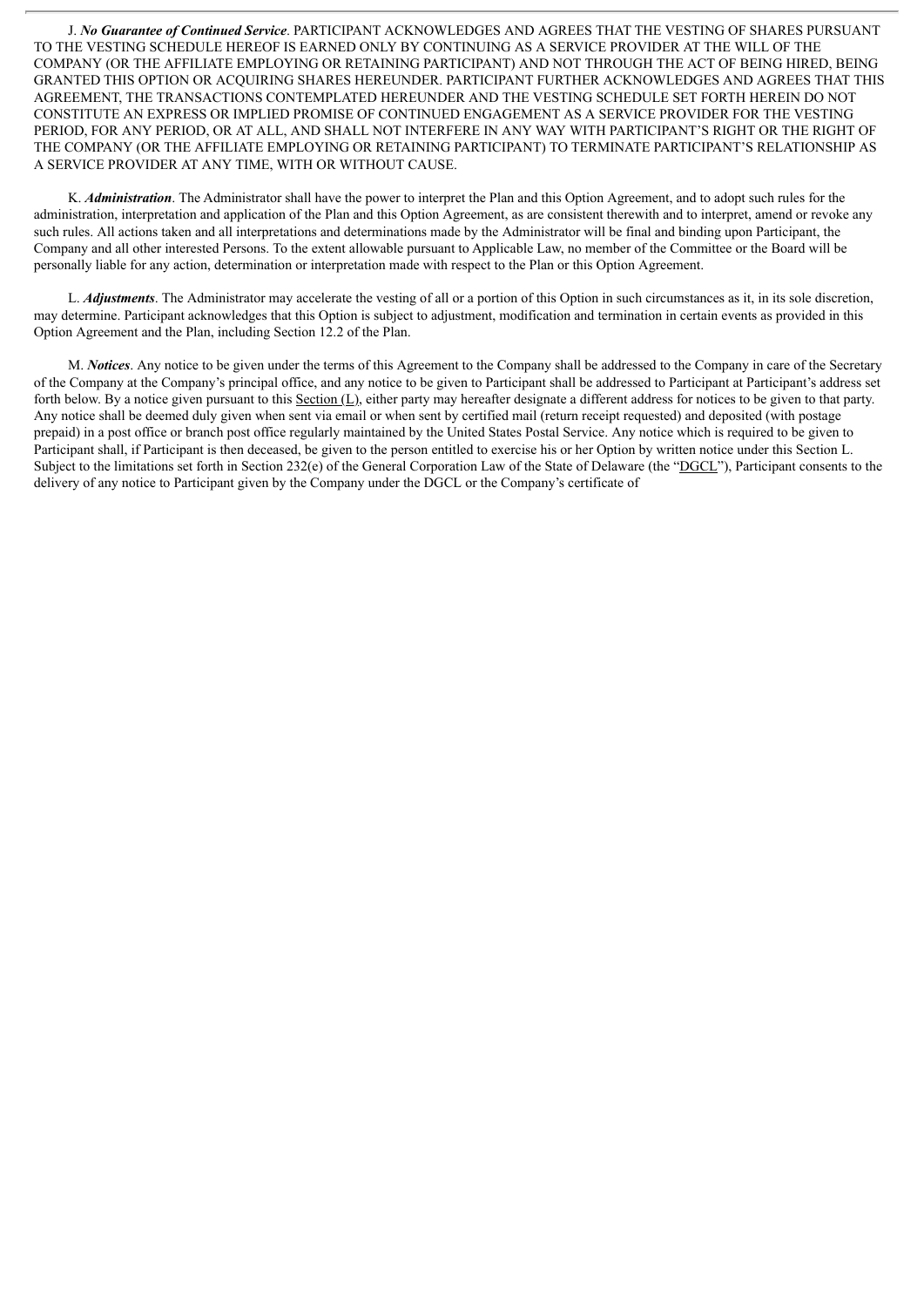J. ***No Guarantee of Continued Service***. PARTICIPANT ACKNOWLEDGES AND AGREES THAT THE VESTING OF SHARES PURSUANT TO THE VESTING SCHEDULE HEREOF IS EARNED ONLY BY CONTINUING AS A SERVICE PROVIDER AT THE WILL OF THE COMPANY (OR THE AFFILIATE EMPLOYING OR RETAINING PARTICIPANT) AND NOT THROUGH THE ACT OF BEING HIRED, BEING GRANTED THIS OPTION OR ACQUIRING SHARES HEREUNDER. PARTICIPANT FURTHER ACKNOWLEDGES AND AGREES THAT THIS AGREEMENT, THE TRANSACTIONS CONTEMPLATED HEREUNDER AND THE VESTING SCHEDULE SET FORTH HEREIN DO NOT CONSTITUTE AN EXPRESS OR IMPLIED PROMISE OF CONTINUED ENGAGEMENT AS A SERVICE PROVIDER FOR THE VESTING PERIOD, FOR ANY PERIOD, OR AT ALL, AND SHALL NOT INTERFERE IN ANY WAY WITH PARTICIPANT'S RIGHT OR THE RIGHT OF THE COMPANY (OR THE AFFILIATE EMPLOYING OR RETAINING PARTICIPANT) TO TERMINATE PARTICIPANT'S RELATIONSHIP AS A SERVICE PROVIDER AT ANY TIME, WITH OR WITHOUT CAUSE.

K. ***Administration***. The Administrator shall have the power to interpret the Plan and this Option Agreement, and to adopt such rules for the administration, interpretation and application of the Plan and this Option Agreement, as are consistent therewith and to interpret, amend or revoke any such rules. All actions taken and all interpretations and determinations made by the Administrator will be final and binding upon Participant, the Company and all other interested Persons. To the extent allowable pursuant to Applicable Law, no member of the Committee or the Board will be personally liable for any action, determination or interpretation made with respect to the Plan or this Option Agreement.

L. ***Adjustments***. The Administrator may accelerate the vesting of all or a portion of this Option in such circumstances as it, in its sole discretion, may determine. Participant acknowledges that this Option is subject to adjustment, modification and termination in certain events as provided in this Option Agreement and the Plan, including Section 12.2 of the Plan.

M. ***Notices***. Any notice to be given under the terms of this Agreement to the Company shall be addressed to the Company in care of the Secretary of the Company at the Company's principal office, and any notice to be given to Participant shall be addressed to Participant at Participant's address set forth below. By a notice given pursuant to this Section (L), either party may hereafter designate a different address for notices to be given to that party. Any notice shall be deemed duly given when sent via email or when sent by certified mail (return receipt requested) and deposited (with postage prepaid) in a post office or branch post office regularly maintained by the United States Postal Service. Any notice which is required to be given to Participant shall, if Participant is then deceased, be given to the person entitled to exercise his or her Option by written notice under this Section L. Subject to the limitations set forth in Section 232(e) of the General Corporation Law of the State of Delaware (the "DGCL"), Participant consents to the delivery of any notice to Participant given by the Company under the DGCL or the Company's certificate of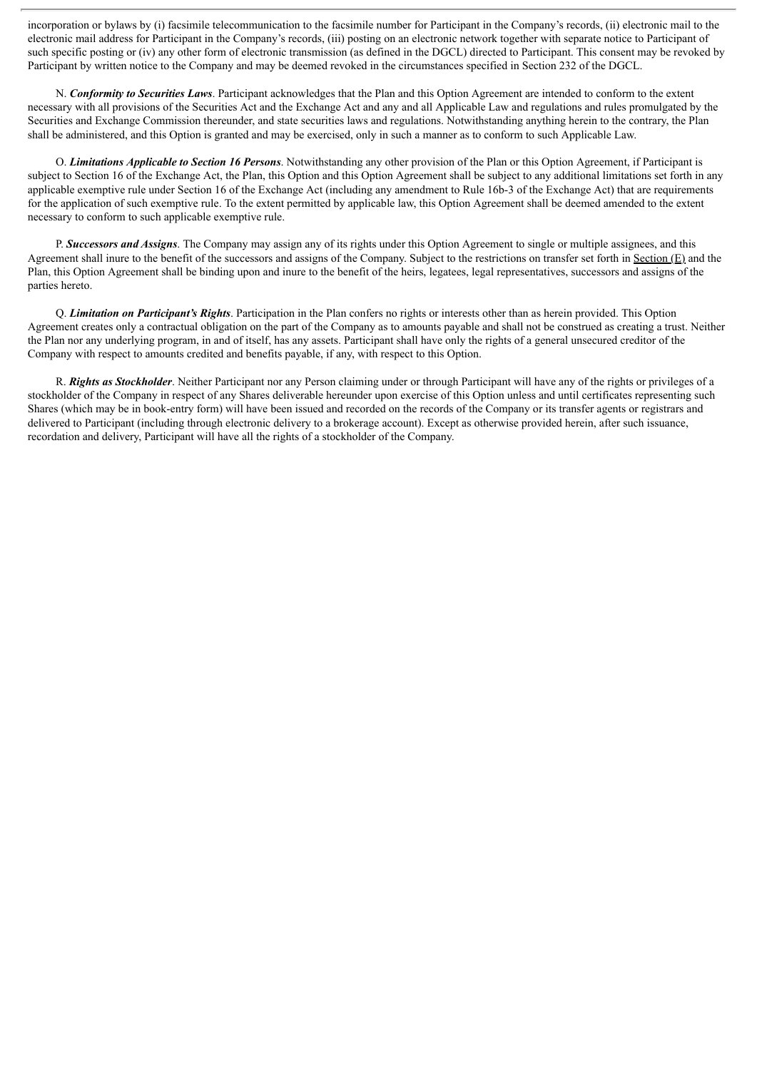incorporation or bylaws by (i) facsimile telecommunication to the facsimile number for Participant in the Company's records, (ii) electronic mail to the electronic mail address for Participant in the Company's records, (iii) posting on an electronic network together with separate notice to Participant of such specific posting or (iv) any other form of electronic transmission (as defined in the DGCL) directed to Participant. This consent may be revoked by Participant by written notice to the Company and may be deemed revoked in the circumstances specified in Section 232 of the DGCL.

N. ***Conformity to Securities Laws***. Participant acknowledges that the Plan and this Option Agreement are intended to conform to the extent necessary with all provisions of the Securities Act and the Exchange Act and any and all Applicable Law and regulations and rules promulgated by the Securities and Exchange Commission thereunder, and state securities laws and regulations. Notwithstanding anything herein to the contrary, the Plan shall be administered, and this Option is granted and may be exercised, only in such a manner as to conform to such Applicable Law.

O. ***Limitations Applicable to Section 16 Persons***. Notwithstanding any other provision of the Plan or this Option Agreement, if Participant is subject to Section 16 of the Exchange Act, the Plan, this Option and this Option Agreement shall be subject to any additional limitations set forth in any applicable exemptive rule under Section 16 of the Exchange Act (including any amendment to Rule 16b-3 of the Exchange Act) that are requirements for the application of such exemptive rule. To the extent permitted by applicable law, this Option Agreement shall be deemed amended to the extent necessary to conform to such applicable exemptive rule.

P. ***Successors and Assigns***. The Company may assign any of its rights under this Option Agreement to single or multiple assignees, and this Agreement shall inure to the benefit of the successors and assigns of the Company. Subject to the restrictions on transfer set forth in Section (E) and the Plan, this Option Agreement shall be binding upon and inure to the benefit of the heirs, legatees, legal representatives, successors and assigns of the parties hereto.

Q. ***Limitation on Participant's Rights***. Participation in the Plan confers no rights or interests other than as herein provided. This Option Agreement creates only a contractual obligation on the part of the Company as to amounts payable and shall not be construed as creating a trust. Neither the Plan nor any underlying program, in and of itself, has any assets. Participant shall have only the rights of a general unsecured creditor of the Company with respect to amounts credited and benefits payable, if any, with respect to this Option.

R. ***Rights as Stockholder***. Neither Participant nor any Person claiming under or through Participant will have any of the rights or privileges of a stockholder of the Company in respect of any Shares deliverable hereunder upon exercise of this Option unless and until certificates representing such Shares (which may be in book-entry form) will have been issued and recorded on the records of the Company or its transfer agents or registrars and delivered to Participant (including through electronic delivery to a brokerage account). Except as otherwise provided herein, after such issuance, recordation and delivery, Participant will have all the rights of a stockholder of the Company.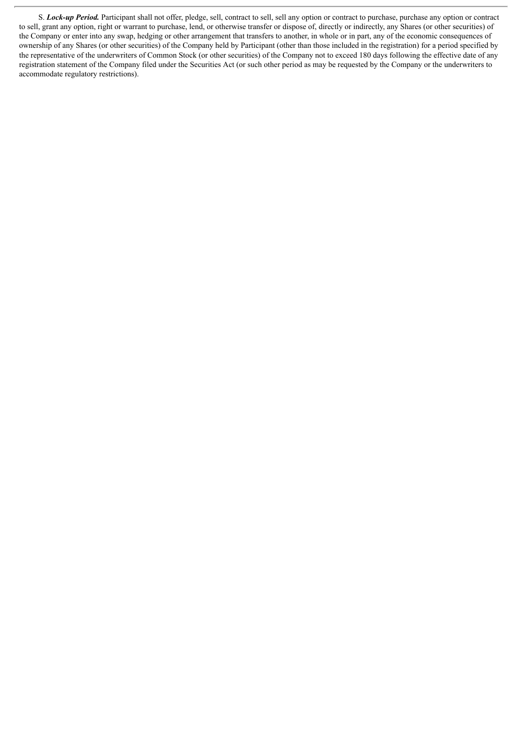S. ***Lock-up Period.*** Participant shall not offer, pledge, sell, contract to sell, sell any option or contract to purchase, purchase any option or contract to sell, grant any option, right or warrant to purchase, lend, or otherwise transfer or dispose of, directly or indirectly, any Shares (or other securities) of the Company or enter into any swap, hedging or other arrangement that transfers to another, in whole or in part, any of the economic consequences of ownership of any Shares (or other securities) of the Company held by Participant (other than those included in the registration) for a period specified by the representative of the underwriters of Common Stock (or other securities) of the Company not to exceed 180 days following the effective date of any registration statement of the Company filed under the Securities Act (or such other period as may be requested by the Company or the underwriters to accommodate regulatory restrictions).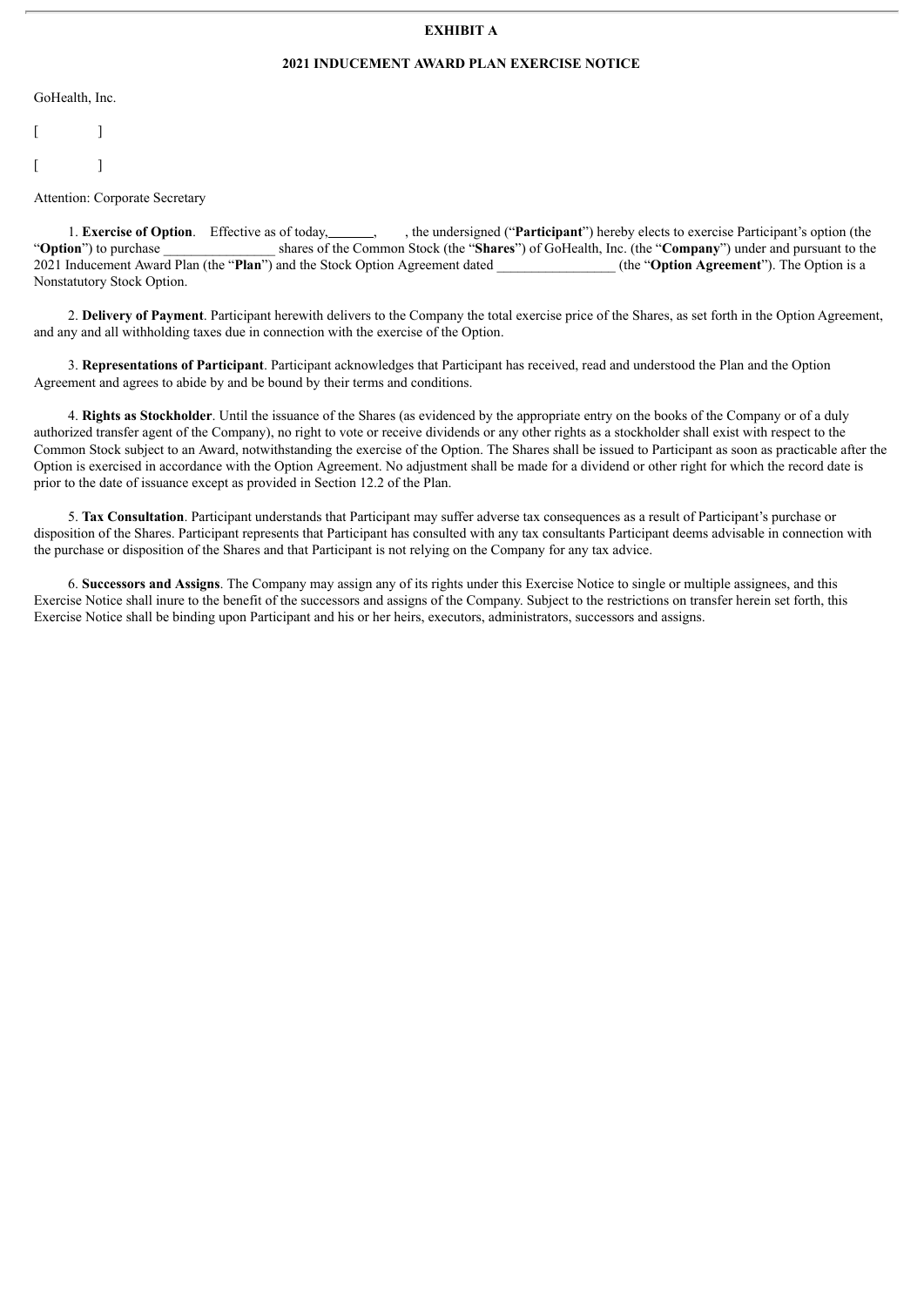**EXHIBIT A**

**2021 INDUCEMENT AWARD PLAN EXERCISE NOTICE**

GoHealth, Inc.

[ ]

[ ]

Attention: Corporate Secretary

1. **Exercise of Option**. Effective as of today,\_\_\_\_\_\_\_, , the undersigned ("**Participant**") hereby elects to exercise Participant's option (the "**Option**") to purchase \_\_\_\_\_\_\_\_\_\_\_\_\_\_\_\_ shares of the Common Stock (the "**Shares**") of GoHealth, Inc. (the "**Company**") under and pursuant to the 2021 Inducement Award Plan (the "**Plan**") and the Stock Option Agreement dated \_\_\_\_\_\_\_\_\_\_\_\_\_\_\_\_\_ (the "**Option Agreement**"). The Option is a Nonstatutory Stock Option.

2. **Delivery of Payment**. Participant herewith delivers to the Company the total exercise price of the Shares, as set forth in the Option Agreement, and any and all withholding taxes due in connection with the exercise of the Option.

3. **Representations of Participant**. Participant acknowledges that Participant has received, read and understood the Plan and the Option Agreement and agrees to abide by and be bound by their terms and conditions.

4. **Rights as Stockholder**. Until the issuance of the Shares (as evidenced by the appropriate entry on the books of the Company or of a duly authorized transfer agent of the Company), no right to vote or receive dividends or any other rights as a stockholder shall exist with respect to the Common Stock subject to an Award, notwithstanding the exercise of the Option. The Shares shall be issued to Participant as soon as practicable after the Option is exercised in accordance with the Option Agreement. No adjustment shall be made for a dividend or other right for which the record date is prior to the date of issuance except as provided in Section 12.2 of the Plan.

5. **Tax Consultation**. Participant understands that Participant may suffer adverse tax consequences as a result of Participant's purchase or disposition of the Shares. Participant represents that Participant has consulted with any tax consultants Participant deems advisable in connection with the purchase or disposition of the Shares and that Participant is not relying on the Company for any tax advice.

6. **Successors and Assigns**. The Company may assign any of its rights under this Exercise Notice to single or multiple assignees, and this Exercise Notice shall inure to the benefit of the successors and assigns of the Company. Subject to the restrictions on transfer herein set forth, this Exercise Notice shall be binding upon Participant and his or her heirs, executors, administrators, successors and assigns.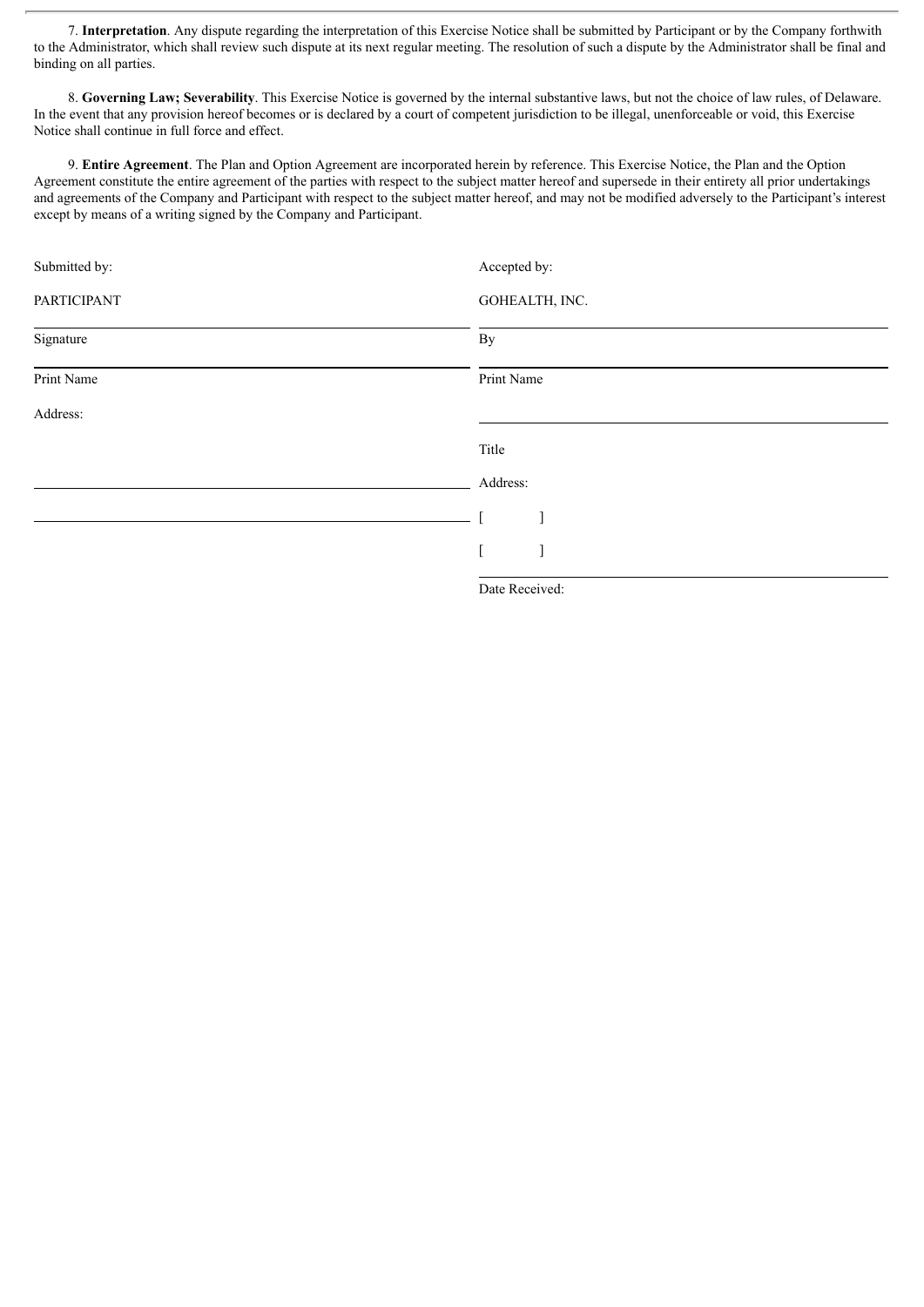7. **Interpretation**. Any dispute regarding the interpretation of this Exercise Notice shall be submitted by Participant or by the Company forthwith to the Administrator, which shall review such dispute at its next regular meeting. The resolution of such a dispute by the Administrator shall be final and binding on all parties.

8. **Governing Law; Severability**. This Exercise Notice is governed by the internal substantive laws, but not the choice of law rules, of Delaware. In the event that any provision hereof becomes or is declared by a court of competent jurisdiction to be illegal, unenforceable or void, this Exercise Notice shall continue in full force and effect.

9. **Entire Agreement**. The Plan and Option Agreement are incorporated herein by reference. This Exercise Notice, the Plan and the Option Agreement constitute the entire agreement of the parties with respect to the subject matter hereof and supersede in their entirety all prior undertakings and agreements of the Company and Participant with respect to the subject matter hereof, and may not be modified adversely to the Participant's interest except by means of a writing signed by the Company and Participant.

| Submitted by: | Accepted by: |
|---|---|
| PARTICIPANT | GOHEALTH, INC. |
| Signature | By |
| Print Name | Print Name |
| Address: | |
| | Title |
| | Address: |
| | [ ] |
| | [ ] |
| | Date Received: |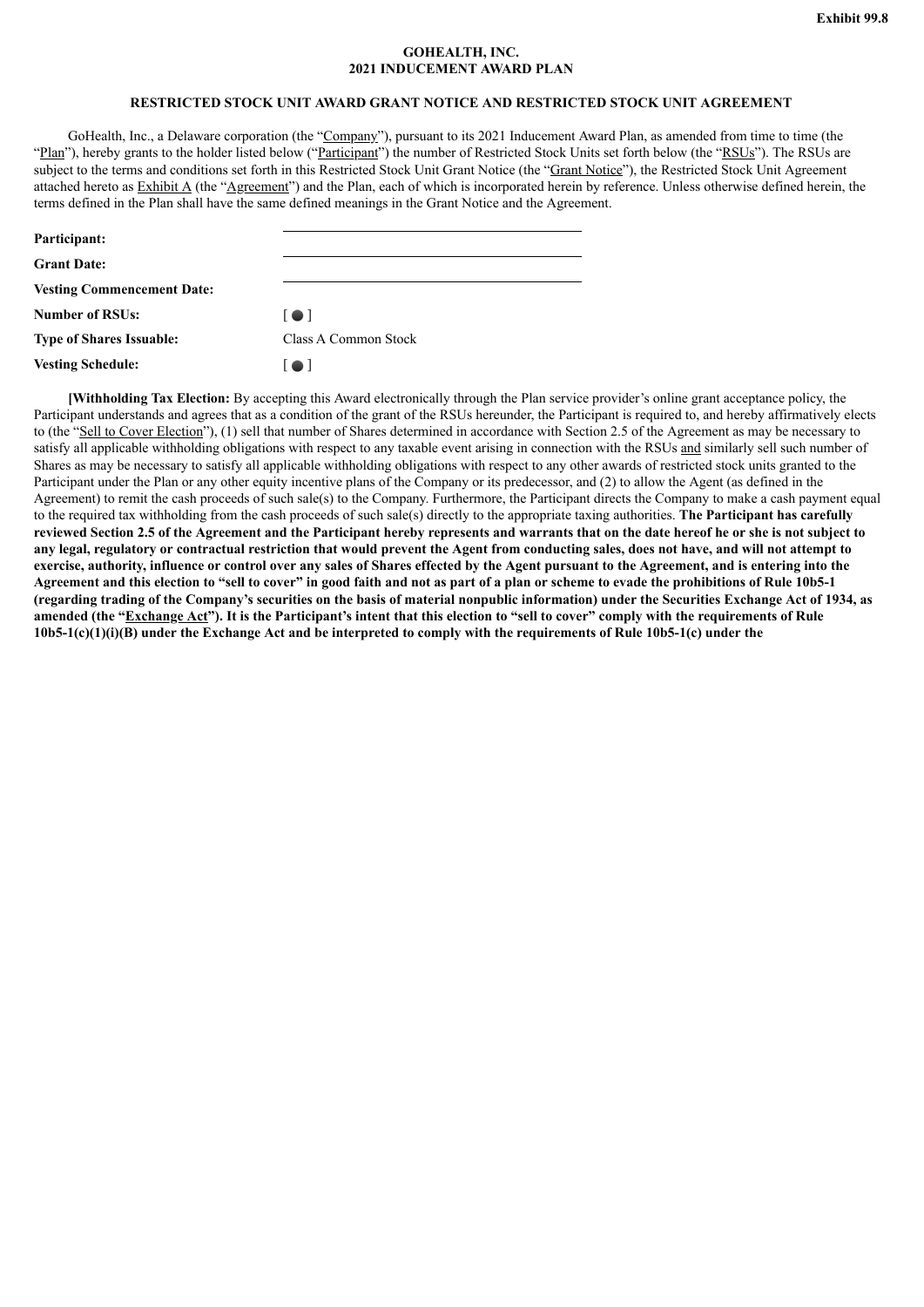Exhibit 99.8

**GOHEALTH, INC.**
**2021 INDUCEMENT AWARD PLAN**

**RESTRICTED STOCK UNIT AWARD GRANT NOTICE AND RESTRICTED STOCK UNIT AGREEMENT**

GoHealth, Inc., a Delaware corporation (the "Company"), pursuant to its 2021 Inducement Award Plan, as amended from time to time (the "Plan"), hereby grants to the holder listed below ("Participant") the number of Restricted Stock Units set forth below (the "RSUs"). The RSUs are subject to the terms and conditions set forth in this Restricted Stock Unit Grant Notice (the "Grant Notice"), the Restricted Stock Unit Agreement attached hereto as Exhibit A (the "Agreement") and the Plan, each of which is incorporated herein by reference. Unless otherwise defined herein, the terms defined in the Plan shall have the same defined meanings in the Grant Notice and the Agreement.

| | |
|---|---|
| **Participant:** | ______________________ |
| **Grant Date:** | ______________________ |
| **Vesting Commencement Date:** | ______________________ |
| **Number of RSUs:** | [ ● ] |
| **Type of Shares Issuable:** | Class A Common Stock |
| **Vesting Schedule:** | [ ● ] |

**[Withholding Tax Election:** By accepting this Award electronically through the Plan service provider's online grant acceptance policy, the Participant understands and agrees that as a condition of the grant of the RSUs hereunder, the Participant is required to, and hereby affirmatively elects to (the "Sell to Cover Election"), (1) sell that number of Shares determined in accordance with Section 2.5 of the Agreement as may be necessary to satisfy all applicable withholding obligations with respect to any taxable event arising in connection with the RSUs and similarly sell such number of Shares as may be necessary to satisfy all applicable withholding obligations with respect to any other awards of restricted stock units granted to the Participant under the Plan or any other equity incentive plans of the Company or its predecessor, and (2) to allow the Agent (as defined in the Agreement) to remit the cash proceeds of such sale(s) to the Company. Furthermore, the Participant directs the Company to make a cash payment equal to the required tax withholding from the cash proceeds of such sale(s) directly to the appropriate taxing authorities. **The Participant has carefully reviewed Section 2.5 of the Agreement and the Participant hereby represents and warrants that on the date hereof he or she is not subject to any legal, regulatory or contractual restriction that would prevent the Agent from conducting sales, does not have, and will not attempt to exercise, authority, influence or control over any sales of Shares effected by the Agent pursuant to the Agreement, and is entering into the Agreement and this election to "sell to cover" in good faith and not as part of a plan or scheme to evade the prohibitions of Rule 10b5-1 (regarding trading of the Company's securities on the basis of material nonpublic information) under the Securities Exchange Act of 1934, as amended (the "Exchange Act"). It is the Participant's intent that this election to "sell to cover" comply with the requirements of Rule 10b5-1(c)(1)(i)(B) under the Exchange Act and be interpreted to comply with the requirements of Rule 10b5-1(c) under the**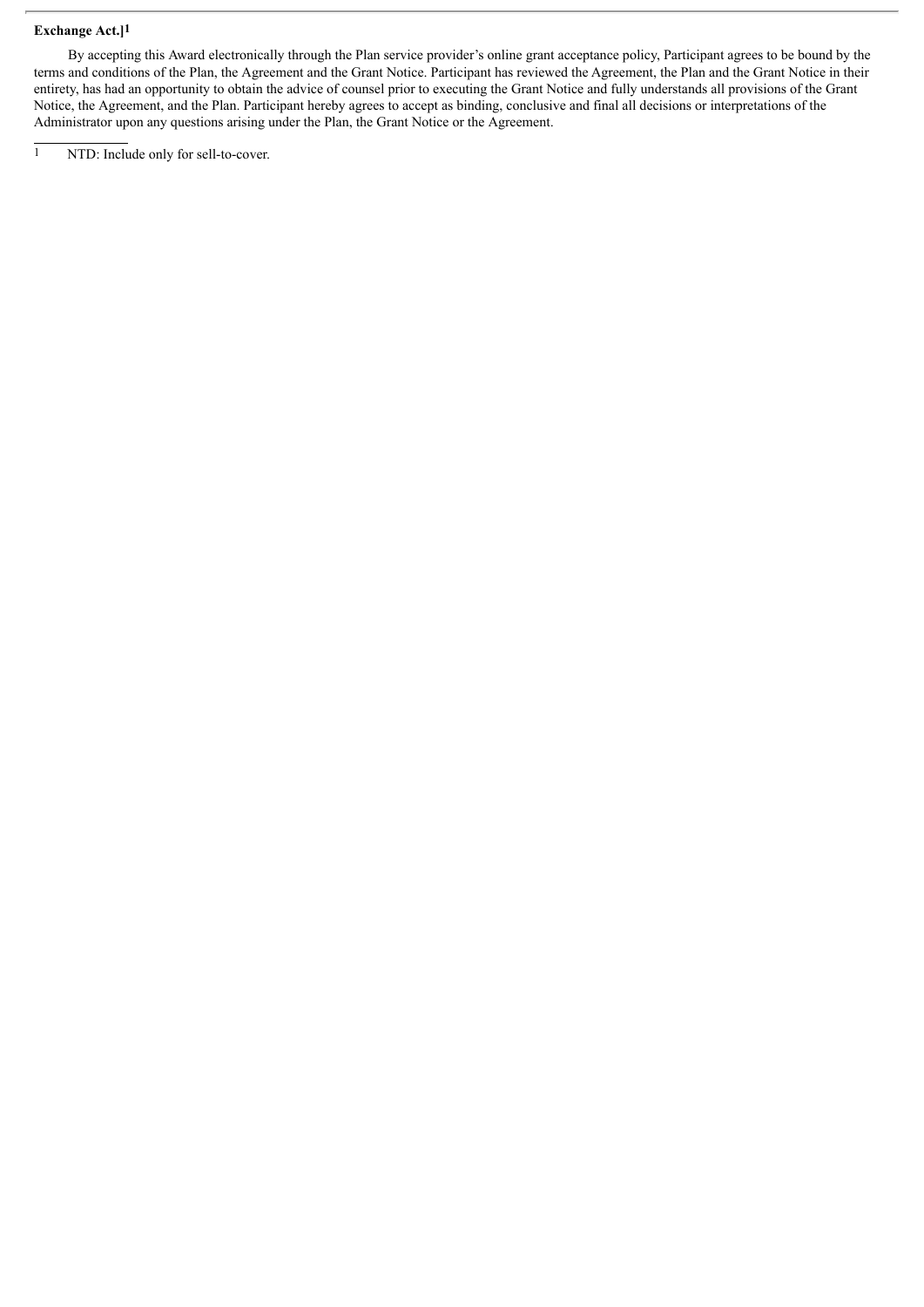**Exchange Act.]**[1]

By accepting this Award electronically through the Plan service provider's online grant acceptance policy, Participant agrees to be bound by the terms and conditions of the Plan, the Agreement and the Grant Notice. Participant has reviewed the Agreement, the Plan and the Grant Notice in their entirety, has had an opportunity to obtain the advice of counsel prior to executing the Grant Notice and fully understands all provisions of the Grant Notice, the Agreement, and the Plan. Participant hereby agrees to accept as binding, conclusive and final all decisions or interpretations of the Administrator upon any questions arising under the Plan, the Grant Notice or the Agreement.

---

[1] NTD: Include only for sell-to-cover.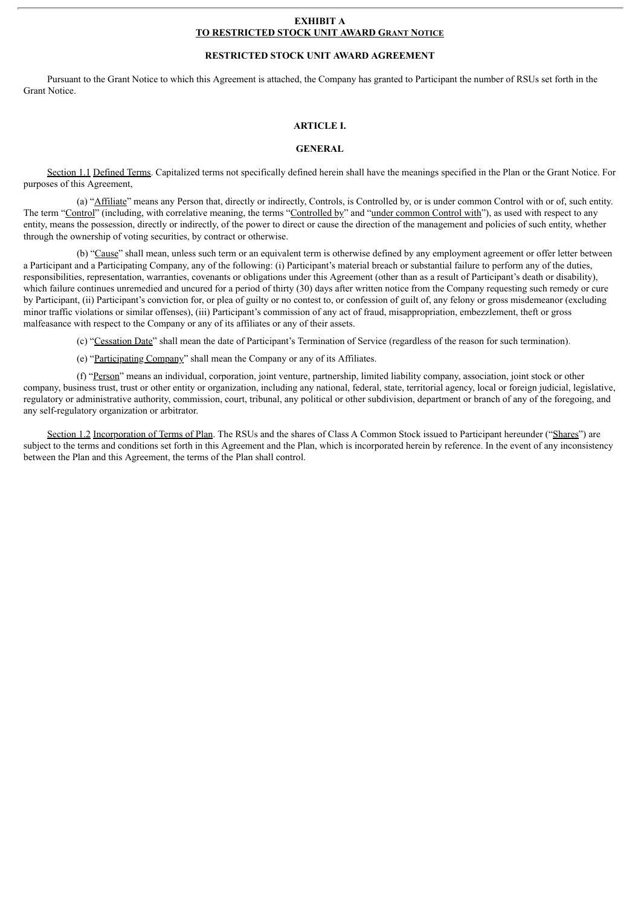**EXHIBIT A**
**TO RESTRICTED STOCK UNIT AWARD GRANT NOTICE**

**RESTRICTED STOCK UNIT AWARD AGREEMENT**

Pursuant to the Grant Notice to which this Agreement is attached, the Company has granted to Participant the number of RSUs set forth in the Grant Notice.

**ARTICLE I.**

**GENERAL**

Section 1.1 Defined Terms. Capitalized terms not specifically defined herein shall have the meanings specified in the Plan or the Grant Notice. For purposes of this Agreement,

(a) "Affiliate" means any Person that, directly or indirectly, Controls, is Controlled by, or is under common Control with or of, such entity. The term "Control" (including, with correlative meaning, the terms "Controlled by" and "under common Control with"), as used with respect to any entity, means the possession, directly or indirectly, of the power to direct or cause the direction of the management and policies of such entity, whether through the ownership of voting securities, by contract or otherwise.

(b) "Cause" shall mean, unless such term or an equivalent term is otherwise defined by any employment agreement or offer letter between a Participant and a Participating Company, any of the following: (i) Participant's material breach or substantial failure to perform any of the duties, responsibilities, representation, warranties, covenants or obligations under this Agreement (other than as a result of Participant's death or disability), which failure continues unremedied and uncured for a period of thirty (30) days after written notice from the Company requesting such remedy or cure by Participant, (ii) Participant's conviction for, or plea of guilty or no contest to, or confession of guilt of, any felony or gross misdemeanor (excluding minor traffic violations or similar offenses), (iii) Participant's commission of any act of fraud, misappropriation, embezzlement, theft or gross malfeasance with respect to the Company or any of its affiliates or any of their assets.

(c) "Cessation Date" shall mean the date of Participant's Termination of Service (regardless of the reason for such termination).

(e) "Participating Company" shall mean the Company or any of its Affiliates.

(f) "Person" means an individual, corporation, joint venture, partnership, limited liability company, association, joint stock or other company, business trust, trust or other entity or organization, including any national, federal, state, territorial agency, local or foreign judicial, legislative, regulatory or administrative authority, commission, court, tribunal, any political or other subdivision, department or branch of any of the foregoing, and any self-regulatory organization or arbitrator.

Section 1.2 Incorporation of Terms of Plan. The RSUs and the shares of Class A Common Stock issued to Participant hereunder ("Shares") are subject to the terms and conditions set forth in this Agreement and the Plan, which is incorporated herein by reference. In the event of any inconsistency between the Plan and this Agreement, the terms of the Plan shall control.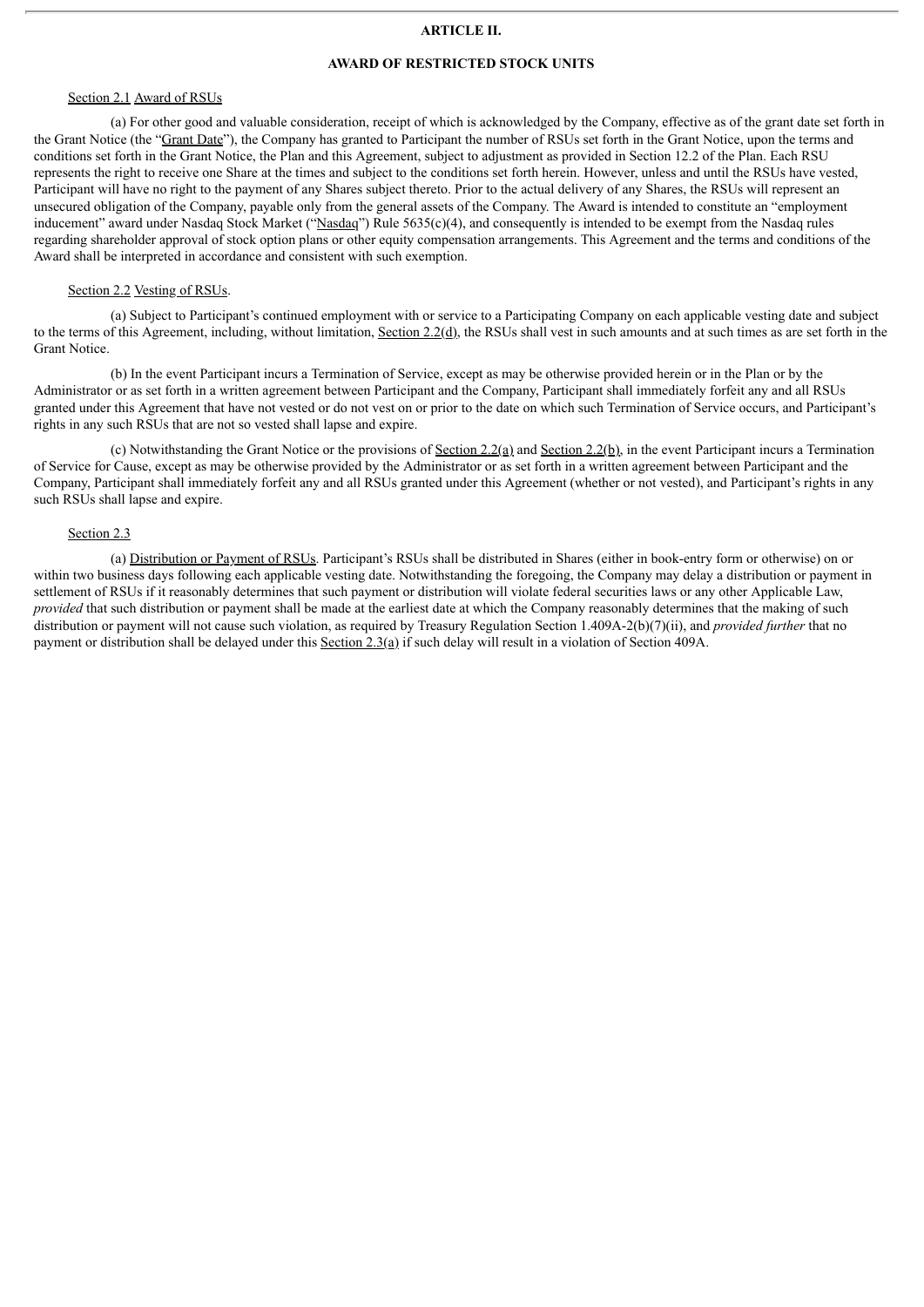## ARTICLE II.

## AWARD OF RESTRICTED STOCK UNITS

Section 2.1 Award of RSUs

(a) For other good and valuable consideration, receipt of which is acknowledged by the Company, effective as of the grant date set forth in the Grant Notice (the "Grant Date"), the Company has granted to Participant the number of RSUs set forth in the Grant Notice, upon the terms and conditions set forth in the Grant Notice, the Plan and this Agreement, subject to adjustment as provided in Section 12.2 of the Plan. Each RSU represents the right to receive one Share at the times and subject to the conditions set forth herein. However, unless and until the RSUs have vested, Participant will have no right to the payment of any Shares subject thereto. Prior to the actual delivery of any Shares, the RSUs will represent an unsecured obligation of the Company, payable only from the general assets of the Company. The Award is intended to constitute an "employment inducement" award under Nasdaq Stock Market ("Nasdaq") Rule 5635(c)(4), and consequently is intended to be exempt from the Nasdaq rules regarding shareholder approval of stock option plans or other equity compensation arrangements. This Agreement and the terms and conditions of the Award shall be interpreted in accordance and consistent with such exemption.

Section 2.2 Vesting of RSUs.

(a) Subject to Participant's continued employment with or service to a Participating Company on each applicable vesting date and subject to the terms of this Agreement, including, without limitation, Section 2.2(d), the RSUs shall vest in such amounts and at such times as are set forth in the Grant Notice.

(b) In the event Participant incurs a Termination of Service, except as may be otherwise provided herein or in the Plan or by the Administrator or as set forth in a written agreement between Participant and the Company, Participant shall immediately forfeit any and all RSUs granted under this Agreement that have not vested or do not vest on or prior to the date on which such Termination of Service occurs, and Participant's rights in any such RSUs that are not so vested shall lapse and expire.

(c) Notwithstanding the Grant Notice or the provisions of Section 2.2(a) and Section 2.2(b), in the event Participant incurs a Termination of Service for Cause, except as may be otherwise provided by the Administrator or as set forth in a written agreement between Participant and the Company, Participant shall immediately forfeit any and all RSUs granted under this Agreement (whether or not vested), and Participant's rights in any such RSUs shall lapse and expire.

Section 2.3

(a) Distribution or Payment of RSUs. Participant's RSUs shall be distributed in Shares (either in book-entry form or otherwise) on or within two business days following each applicable vesting date. Notwithstanding the foregoing, the Company may delay a distribution or payment in settlement of RSUs if it reasonably determines that such payment or distribution will violate federal securities laws or any other Applicable Law, *provided* that such distribution or payment shall be made at the earliest date at which the Company reasonably determines that the making of such distribution or payment will not cause such violation, as required by Treasury Regulation Section 1.409A-2(b)(7)(ii), and *provided further* that no payment or distribution shall be delayed under this Section 2.3(a) if such delay will result in a violation of Section 409A.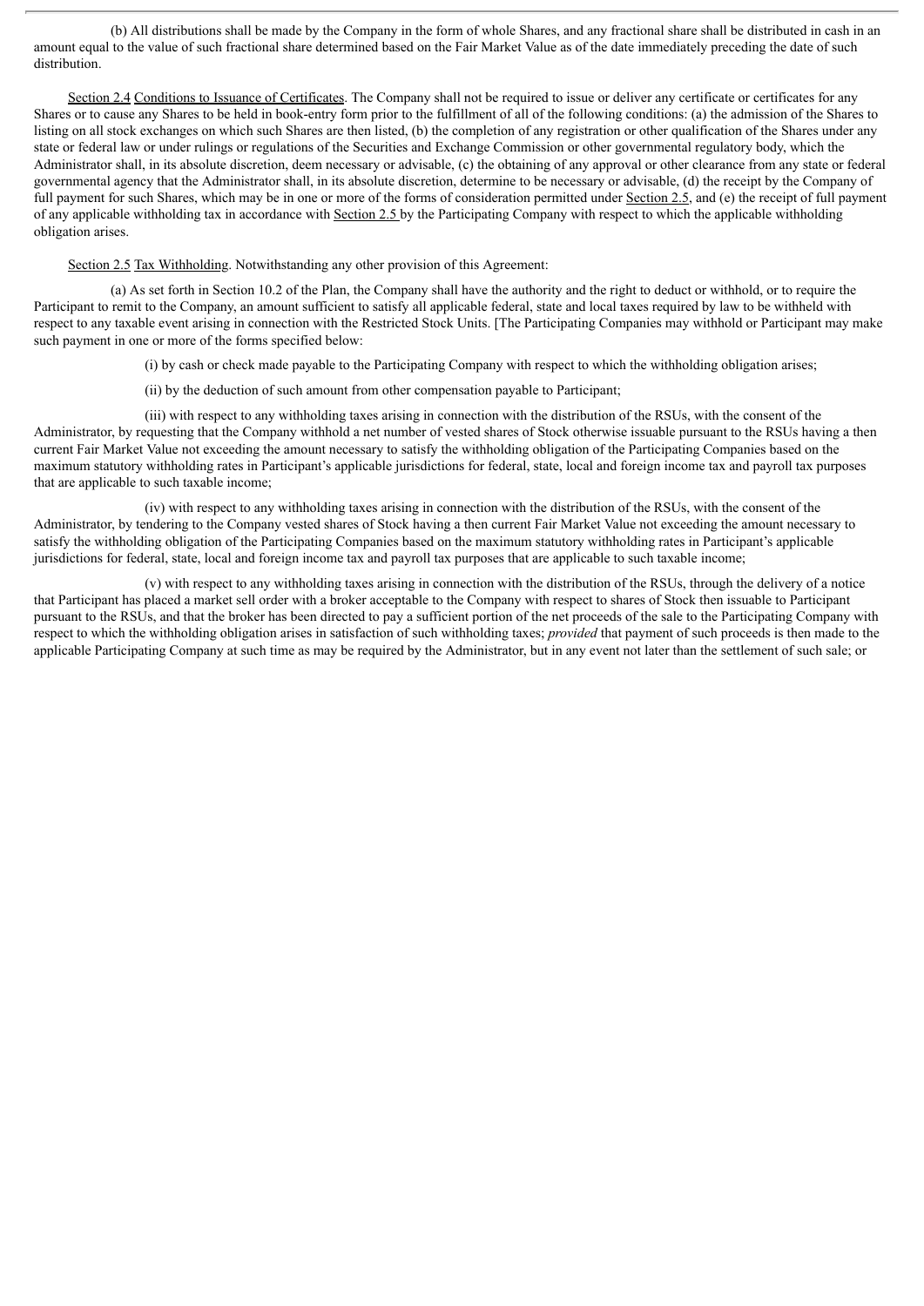(b) All distributions shall be made by the Company in the form of whole Shares, and any fractional share shall be distributed in cash in an amount equal to the value of such fractional share determined based on the Fair Market Value as of the date immediately preceding the date of such distribution.

Section 2.4 Conditions to Issuance of Certificates. The Company shall not be required to issue or deliver any certificate or certificates for any Shares or to cause any Shares to be held in book-entry form prior to the fulfillment of all of the following conditions: (a) the admission of the Shares to listing on all stock exchanges on which such Shares are then listed, (b) the completion of any registration or other qualification of the Shares under any state or federal law or under rulings or regulations of the Securities and Exchange Commission or other governmental regulatory body, which the Administrator shall, in its absolute discretion, deem necessary or advisable, (c) the obtaining of any approval or other clearance from any state or federal governmental agency that the Administrator shall, in its absolute discretion, determine to be necessary or advisable, (d) the receipt by the Company of full payment for such Shares, which may be in one or more of the forms of consideration permitted under Section 2.5, and (e) the receipt of full payment of any applicable withholding tax in accordance with Section 2.5 by the Participating Company with respect to which the applicable withholding obligation arises.

Section 2.5 Tax Withholding. Notwithstanding any other provision of this Agreement:

(a) As set forth in Section 10.2 of the Plan, the Company shall have the authority and the right to deduct or withhold, or to require the Participant to remit to the Company, an amount sufficient to satisfy all applicable federal, state and local taxes required by law to be withheld with respect to any taxable event arising in connection with the Restricted Stock Units. [The Participating Companies may withhold or Participant may make such payment in one or more of the forms specified below:

(i) by cash or check made payable to the Participating Company with respect to which the withholding obligation arises;

(ii) by the deduction of such amount from other compensation payable to Participant;

(iii) with respect to any withholding taxes arising in connection with the distribution of the RSUs, with the consent of the Administrator, by requesting that the Company withhold a net number of vested shares of Stock otherwise issuable pursuant to the RSUs having a then current Fair Market Value not exceeding the amount necessary to satisfy the withholding obligation of the Participating Companies based on the maximum statutory withholding rates in Participant's applicable jurisdictions for federal, state, local and foreign income tax and payroll tax purposes that are applicable to such taxable income;

(iv) with respect to any withholding taxes arising in connection with the distribution of the RSUs, with the consent of the Administrator, by tendering to the Company vested shares of Stock having a then current Fair Market Value not exceeding the amount necessary to satisfy the withholding obligation of the Participating Companies based on the maximum statutory withholding rates in Participant's applicable jurisdictions for federal, state, local and foreign income tax and payroll tax purposes that are applicable to such taxable income;

(v) with respect to any withholding taxes arising in connection with the distribution of the RSUs, through the delivery of a notice that Participant has placed a market sell order with a broker acceptable to the Company with respect to shares of Stock then issuable to Participant pursuant to the RSUs, and that the broker has been directed to pay a sufficient portion of the net proceeds of the sale to the Participating Company with respect to which the withholding obligation arises in satisfaction of such withholding taxes; *provided* that payment of such proceeds is then made to the applicable Participating Company at such time as may be required by the Administrator, but in any event not later than the settlement of such sale; or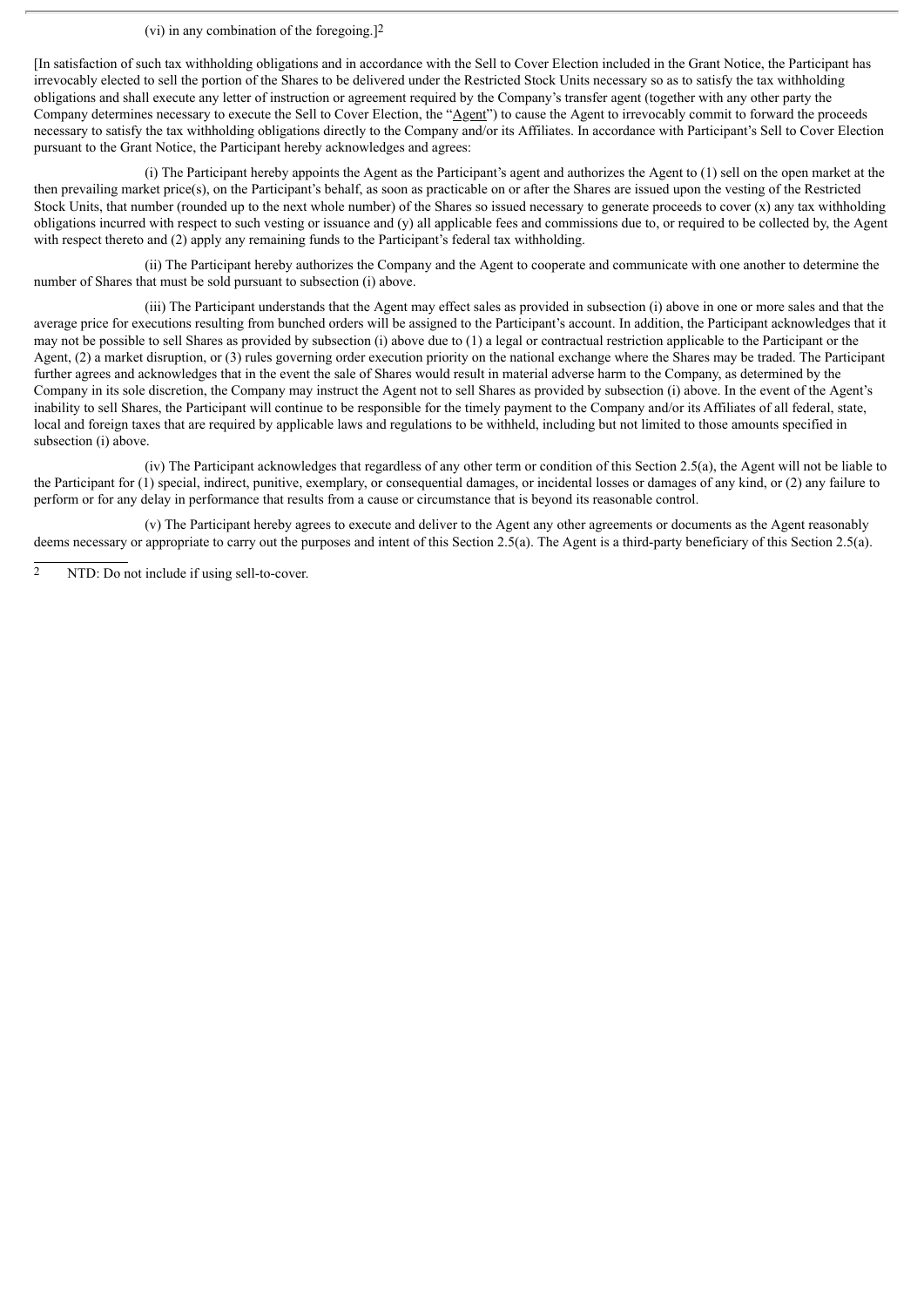(vi) in any combination of the foregoing.][2]

[In satisfaction of such tax withholding obligations and in accordance with the Sell to Cover Election included in the Grant Notice, the Participant has irrevocably elected to sell the portion of the Shares to be delivered under the Restricted Stock Units necessary so as to satisfy the tax withholding obligations and shall execute any letter of instruction or agreement required by the Company's transfer agent (together with any other party the Company determines necessary to execute the Sell to Cover Election, the "Agent") to cause the Agent to irrevocably commit to forward the proceeds necessary to satisfy the tax withholding obligations directly to the Company and/or its Affiliates. In accordance with Participant's Sell to Cover Election pursuant to the Grant Notice, the Participant hereby acknowledges and agrees:

(i) The Participant hereby appoints the Agent as the Participant's agent and authorizes the Agent to (1) sell on the open market at the then prevailing market price(s), on the Participant's behalf, as soon as practicable on or after the Shares are issued upon the vesting of the Restricted Stock Units, that number (rounded up to the next whole number) of the Shares so issued necessary to generate proceeds to cover (x) any tax withholding obligations incurred with respect to such vesting or issuance and (y) all applicable fees and commissions due to, or required to be collected by, the Agent with respect thereto and (2) apply any remaining funds to the Participant's federal tax withholding.

(ii) The Participant hereby authorizes the Company and the Agent to cooperate and communicate with one another to determine the number of Shares that must be sold pursuant to subsection (i) above.

(iii) The Participant understands that the Agent may effect sales as provided in subsection (i) above in one or more sales and that the average price for executions resulting from bunched orders will be assigned to the Participant's account. In addition, the Participant acknowledges that it may not be possible to sell Shares as provided by subsection (i) above due to (1) a legal or contractual restriction applicable to the Participant or the Agent, (2) a market disruption, or (3) rules governing order execution priority on the national exchange where the Shares may be traded. The Participant further agrees and acknowledges that in the event the sale of Shares would result in material adverse harm to the Company, as determined by the Company in its sole discretion, the Company may instruct the Agent not to sell Shares as provided by subsection (i) above. In the event of the Agent's inability to sell Shares, the Participant will continue to be responsible for the timely payment to the Company and/or its Affiliates of all federal, state, local and foreign taxes that are required by applicable laws and regulations to be withheld, including but not limited to those amounts specified in subsection (i) above.

(iv) The Participant acknowledges that regardless of any other term or condition of this Section 2.5(a), the Agent will not be liable to the Participant for (1) special, indirect, punitive, exemplary, or consequential damages, or incidental losses or damages of any kind, or (2) any failure to perform or for any delay in performance that results from a cause or circumstance that is beyond its reasonable control.

(v) The Participant hereby agrees to execute and deliver to the Agent any other agreements or documents as the Agent reasonably deems necessary or appropriate to carry out the purposes and intent of this Section 2.5(a). The Agent is a third-party beneficiary of this Section 2.5(a).

---

[2] NTD: Do not include if using sell-to-cover.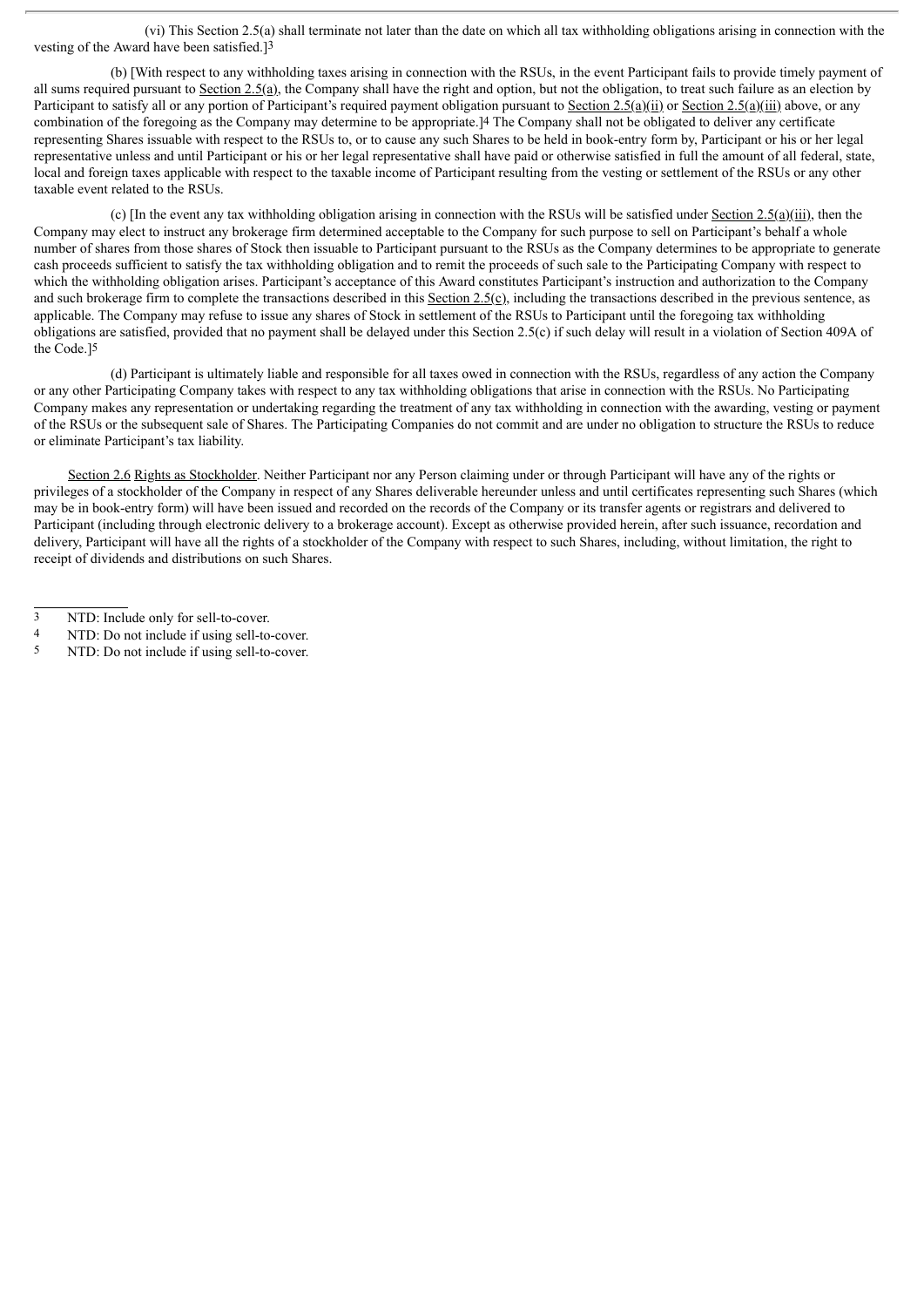(vi) This Section 2.5(a) shall terminate not later than the date on which all tax withholding obligations arising in connection with the vesting of the Award have been satisfied.][3]

(b) [With respect to any withholding taxes arising in connection with the RSUs, in the event Participant fails to provide timely payment of all sums required pursuant to Section 2.5(a), the Company shall have the right and option, but not the obligation, to treat such failure as an election by Participant to satisfy all or any portion of Participant's required payment obligation pursuant to Section 2.5(a)(ii) or Section 2.5(a)(iii) above, or any combination of the foregoing as the Company may determine to be appropriate.][4] The Company shall not be obligated to deliver any certificate representing Shares issuable with respect to the RSUs to, or to cause any such Shares to be held in book-entry form by, Participant or his or her legal representative unless and until Participant or his or her legal representative shall have paid or otherwise satisfied in full the amount of all federal, state, local and foreign taxes applicable with respect to the taxable income of Participant resulting from the vesting or settlement of the RSUs or any other taxable event related to the RSUs.

(c) [In the event any tax withholding obligation arising in connection with the RSUs will be satisfied under Section 2.5(a)(iii), then the Company may elect to instruct any brokerage firm determined acceptable to the Company for such purpose to sell on Participant's behalf a whole number of shares from those shares of Stock then issuable to Participant pursuant to the RSUs as the Company determines to be appropriate to generate cash proceeds sufficient to satisfy the tax withholding obligation and to remit the proceeds of such sale to the Participating Company with respect to which the withholding obligation arises. Participant's acceptance of this Award constitutes Participant's instruction and authorization to the Company and such brokerage firm to complete the transactions described in this Section 2.5(c), including the transactions described in the previous sentence, as applicable. The Company may refuse to issue any shares of Stock in settlement of the RSUs to Participant until the foregoing tax withholding obligations are satisfied, provided that no payment shall be delayed under this Section 2.5(c) if such delay will result in a violation of Section 409A of the Code.][5]

(d) Participant is ultimately liable and responsible for all taxes owed in connection with the RSUs, regardless of any action the Company or any other Participating Company takes with respect to any tax withholding obligations that arise in connection with the RSUs. No Participating Company makes any representation or undertaking regarding the treatment of any tax withholding in connection with the awarding, vesting or payment of the RSUs or the subsequent sale of Shares. The Participating Companies do not commit and are under no obligation to structure the RSUs to reduce or eliminate Participant's tax liability.

Section 2.6 Rights as Stockholder. Neither Participant nor any Person claiming under or through Participant will have any of the rights or privileges of a stockholder of the Company in respect of any Shares deliverable hereunder unless and until certificates representing such Shares (which may be in book-entry form) will have been issued and recorded on the records of the Company or its transfer agents or registrars and delivered to Participant (including through electronic delivery to a brokerage account). Except as otherwise provided herein, after such issuance, recordation and delivery, Participant will have all the rights of a stockholder of the Company with respect to such Shares, including, without limitation, the right to receipt of dividends and distributions on such Shares.

---

[3] NTD: Include only for sell-to-cover.

[4] NTD: Do not include if using sell-to-cover.

[5] NTD: Do not include if using sell-to-cover.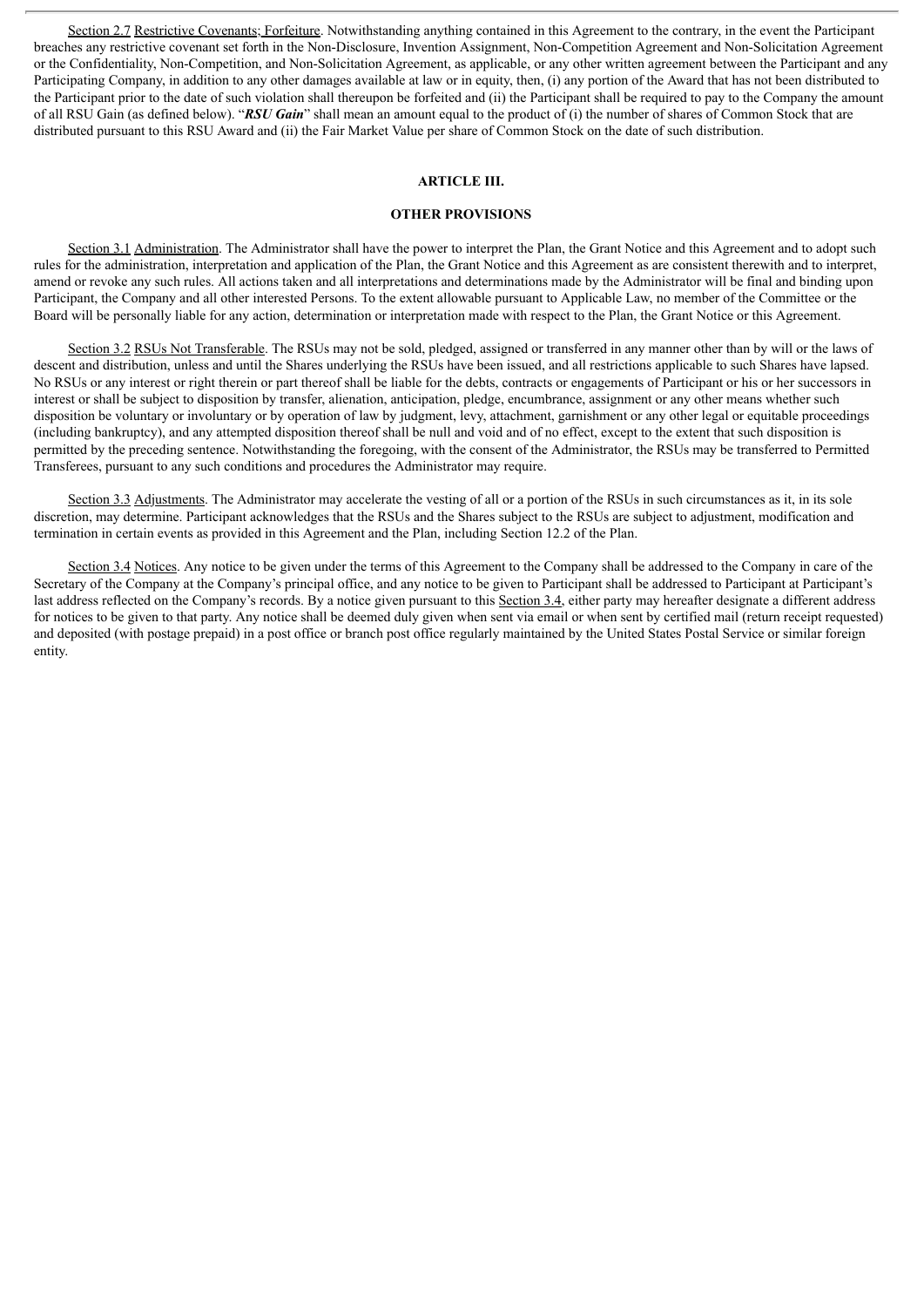Section 2.7 Restrictive Covenants; Forfeiture. Notwithstanding anything contained in this Agreement to the contrary, in the event the Participant breaches any restrictive covenant set forth in the Non-Disclosure, Invention Assignment, Non-Competition Agreement and Non-Solicitation Agreement or the Confidentiality, Non-Competition, and Non-Solicitation Agreement, as applicable, or any other written agreement between the Participant and any Participating Company, in addition to any other damages available at law or in equity, then, (i) any portion of the Award that has not been distributed to the Participant prior to the date of such violation shall thereupon be forfeited and (ii) the Participant shall be required to pay to the Company the amount of all RSU Gain (as defined below). "***RSU Gain***" shall mean an amount equal to the product of (i) the number of shares of Common Stock that are distributed pursuant to this RSU Award and (ii) the Fair Market Value per share of Common Stock on the date of such distribution.

## ARTICLE III.

## OTHER PROVISIONS

Section 3.1 Administration. The Administrator shall have the power to interpret the Plan, the Grant Notice and this Agreement and to adopt such rules for the administration, interpretation and application of the Plan, the Grant Notice and this Agreement as are consistent therewith and to interpret, amend or revoke any such rules. All actions taken and all interpretations and determinations made by the Administrator will be final and binding upon Participant, the Company and all other interested Persons. To the extent allowable pursuant to Applicable Law, no member of the Committee or the Board will be personally liable for any action, determination or interpretation made with respect to the Plan, the Grant Notice or this Agreement.

Section 3.2 RSUs Not Transferable. The RSUs may not be sold, pledged, assigned or transferred in any manner other than by will or the laws of descent and distribution, unless and until the Shares underlying the RSUs have been issued, and all restrictions applicable to such Shares have lapsed. No RSUs or any interest or right therein or part thereof shall be liable for the debts, contracts or engagements of Participant or his or her successors in interest or shall be subject to disposition by transfer, alienation, anticipation, pledge, encumbrance, assignment or any other means whether such disposition be voluntary or involuntary or by operation of law by judgment, levy, attachment, garnishment or any other legal or equitable proceedings (including bankruptcy), and any attempted disposition thereof shall be null and void and of no effect, except to the extent that such disposition is permitted by the preceding sentence. Notwithstanding the foregoing, with the consent of the Administrator, the RSUs may be transferred to Permitted Transferees, pursuant to any such conditions and procedures the Administrator may require.

Section 3.3 Adjustments. The Administrator may accelerate the vesting of all or a portion of the RSUs in such circumstances as it, in its sole discretion, may determine. Participant acknowledges that the RSUs and the Shares subject to the RSUs are subject to adjustment, modification and termination in certain events as provided in this Agreement and the Plan, including Section 12.2 of the Plan.

Section 3.4 Notices. Any notice to be given under the terms of this Agreement to the Company shall be addressed to the Company in care of the Secretary of the Company at the Company's principal office, and any notice to be given to Participant shall be addressed to Participant at Participant's last address reflected on the Company's records. By a notice given pursuant to this Section 3.4, either party may hereafter designate a different address for notices to be given to that party. Any notice shall be deemed duly given when sent via email or when sent by certified mail (return receipt requested) and deposited (with postage prepaid) in a post office or branch post office regularly maintained by the United States Postal Service or similar foreign entity.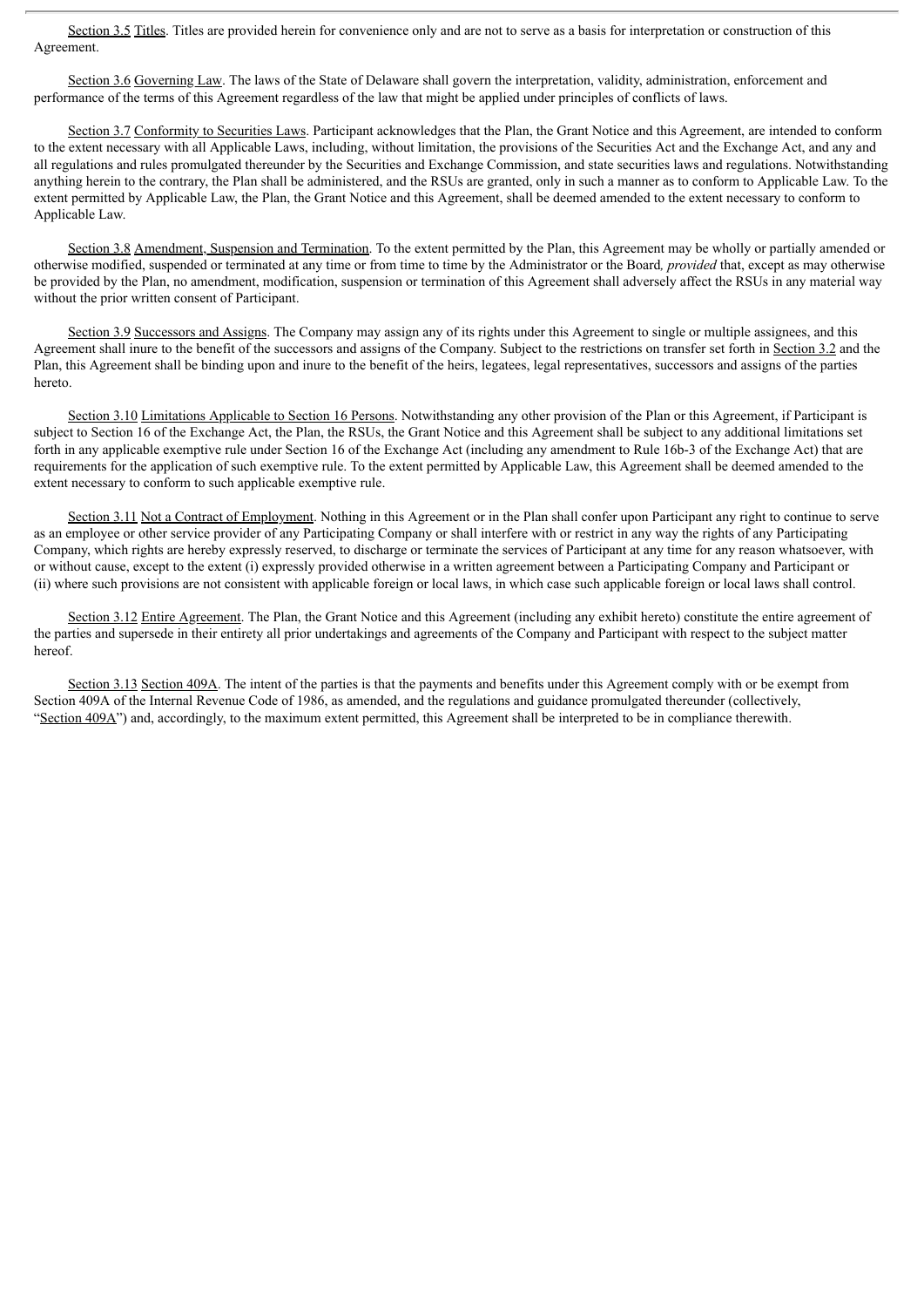Section 3.5 Titles. Titles are provided herein for convenience only and are not to serve as a basis for interpretation or construction of this Agreement.

Section 3.6 Governing Law. The laws of the State of Delaware shall govern the interpretation, validity, administration, enforcement and performance of the terms of this Agreement regardless of the law that might be applied under principles of conflicts of laws.

Section 3.7 Conformity to Securities Laws. Participant acknowledges that the Plan, the Grant Notice and this Agreement, are intended to conform to the extent necessary with all Applicable Laws, including, without limitation, the provisions of the Securities Act and the Exchange Act, and any and all regulations and rules promulgated thereunder by the Securities and Exchange Commission, and state securities laws and regulations. Notwithstanding anything herein to the contrary, the Plan shall be administered, and the RSUs are granted, only in such a manner as to conform to Applicable Law. To the extent permitted by Applicable Law, the Plan, the Grant Notice and this Agreement, shall be deemed amended to the extent necessary to conform to Applicable Law.

Section 3.8 Amendment, Suspension and Termination. To the extent permitted by the Plan, this Agreement may be wholly or partially amended or otherwise modified, suspended or terminated at any time or from time to time by the Administrator or the Board, *provided* that, except as may otherwise be provided by the Plan, no amendment, modification, suspension or termination of this Agreement shall adversely affect the RSUs in any material way without the prior written consent of Participant.

Section 3.9 Successors and Assigns. The Company may assign any of its rights under this Agreement to single or multiple assignees, and this Agreement shall inure to the benefit of the successors and assigns of the Company. Subject to the restrictions on transfer set forth in Section 3.2 and the Plan, this Agreement shall be binding upon and inure to the benefit of the heirs, legatees, legal representatives, successors and assigns of the parties hereto.

Section 3.10 Limitations Applicable to Section 16 Persons. Notwithstanding any other provision of the Plan or this Agreement, if Participant is subject to Section 16 of the Exchange Act, the Plan, the RSUs, the Grant Notice and this Agreement shall be subject to any additional limitations set forth in any applicable exemptive rule under Section 16 of the Exchange Act (including any amendment to Rule 16b-3 of the Exchange Act) that are requirements for the application of such exemptive rule. To the extent permitted by Applicable Law, this Agreement shall be deemed amended to the extent necessary to conform to such applicable exemptive rule.

Section 3.11 Not a Contract of Employment. Nothing in this Agreement or in the Plan shall confer upon Participant any right to continue to serve as an employee or other service provider of any Participating Company or shall interfere with or restrict in any way the rights of any Participating Company, which rights are hereby expressly reserved, to discharge or terminate the services of Participant at any time for any reason whatsoever, with or without cause, except to the extent (i) expressly provided otherwise in a written agreement between a Participating Company and Participant or (ii) where such provisions are not consistent with applicable foreign or local laws, in which case such applicable foreign or local laws shall control.

Section 3.12 Entire Agreement. The Plan, the Grant Notice and this Agreement (including any exhibit hereto) constitute the entire agreement of the parties and supersede in their entirety all prior undertakings and agreements of the Company and Participant with respect to the subject matter hereof.

Section 3.13 Section 409A. The intent of the parties is that the payments and benefits under this Agreement comply with or be exempt from Section 409A of the Internal Revenue Code of 1986, as amended, and the regulations and guidance promulgated thereunder (collectively, "Section 409A") and, accordingly, to the maximum extent permitted, this Agreement shall be interpreted to be in compliance therewith.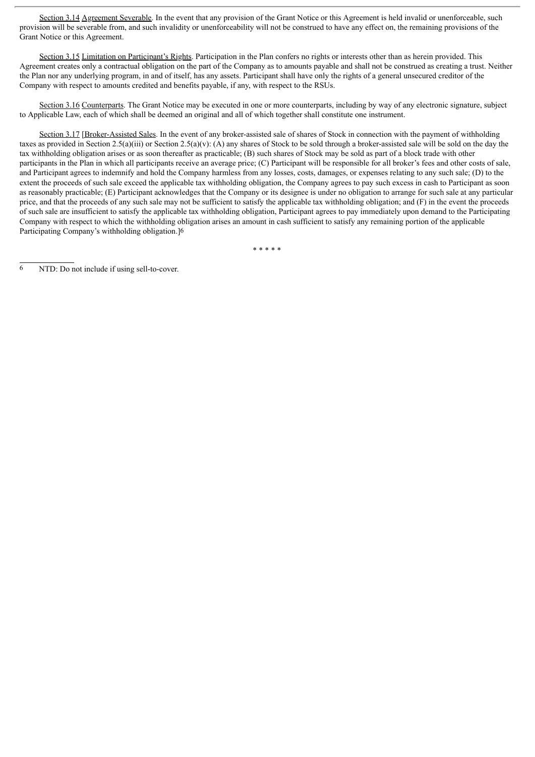Section 3.14 Agreement Severable. In the event that any provision of the Grant Notice or this Agreement is held invalid or unenforceable, such provision will be severable from, and such invalidity or unenforceability will not be construed to have any effect on, the remaining provisions of the Grant Notice or this Agreement.

Section 3.15 Limitation on Participant's Rights. Participation in the Plan confers no rights or interests other than as herein provided. This Agreement creates only a contractual obligation on the part of the Company as to amounts payable and shall not be construed as creating a trust. Neither the Plan nor any underlying program, in and of itself, has any assets. Participant shall have only the rights of a general unsecured creditor of the Company with respect to amounts credited and benefits payable, if any, with respect to the RSUs.

Section 3.16 Counterparts. The Grant Notice may be executed in one or more counterparts, including by way of any electronic signature, subject to Applicable Law, each of which shall be deemed an original and all of which together shall constitute one instrument.

Section 3.17 [Broker-Assisted Sales. In the event of any broker-assisted sale of shares of Stock in connection with the payment of withholding taxes as provided in Section 2.5(a)(iii) or Section 2.5(a)(v): (A) any shares of Stock to be sold through a broker-assisted sale will be sold on the day the tax withholding obligation arises or as soon thereafter as practicable; (B) such shares of Stock may be sold as part of a block trade with other participants in the Plan in which all participants receive an average price; (C) Participant will be responsible for all broker's fees and other costs of sale, and Participant agrees to indemnify and hold the Company harmless from any losses, costs, damages, or expenses relating to any such sale; (D) to the extent the proceeds of such sale exceed the applicable tax withholding obligation, the Company agrees to pay such excess in cash to Participant as soon as reasonably practicable; (E) Participant acknowledges that the Company or its designee is under no obligation to arrange for such sale at any particular price, and that the proceeds of any such sale may not be sufficient to satisfy the applicable tax withholding obligation; and (F) in the event the proceeds of such sale are insufficient to satisfy the applicable tax withholding obligation, Participant agrees to pay immediately upon demand to the Participating Company with respect to which the withholding obligation arises an amount in cash sufficient to satisfy any remaining portion of the applicable Participating Company's withholding obligation.][6]

\* \* \* \* \*

[6] NTD: Do not include if using sell-to-cover.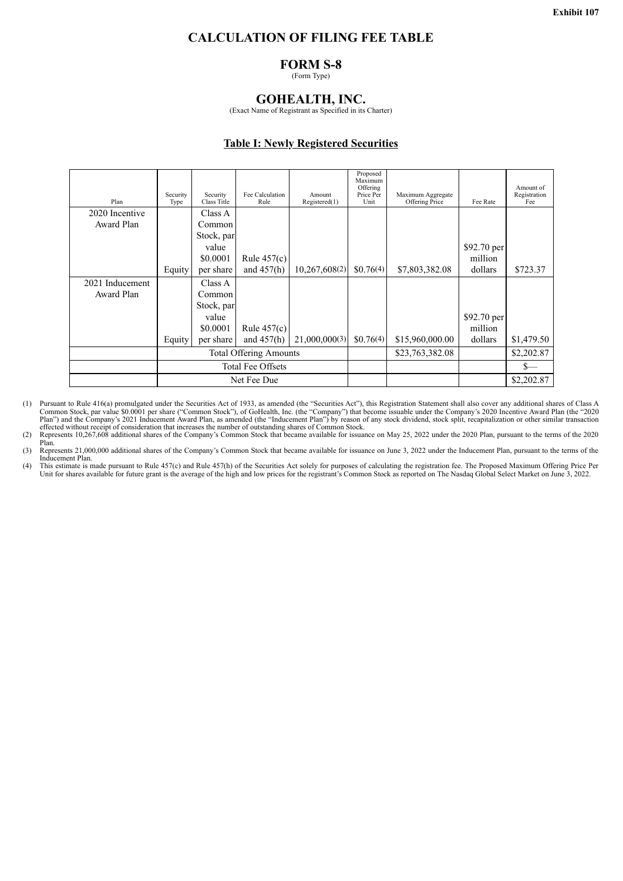**Exhibit 107**

# CALCULATION OF FILING FEE TABLE

## FORM S-8

(Form Type)

## GOHEALTH, INC.

(Exact Name of Registrant as Specified in its Charter)

### Table I: Newly Registered Securities

| Plan | Security Type | Security Class Title | Fee Calculation Rule | Amount Registered(1) | Proposed Maximum Offering Price Per Unit | Maximum Aggregate Offering Price | Fee Rate | Amount of Registration Fee |
|---|---|---|---|---|---|---|---|---|
| 2020 Incentive Award Plan | Equity | Class A Common Stock, par value $0.0001 per share | Rule 457(c) and 457(h) | 10,267,608(2) | $0.76(4) | $7,803,382.08 | $92.70 per million dollars | $723.37 |
| 2021 Inducement Award Plan | Equity | Class A Common Stock, par value $0.0001 per share | Rule 457(c) and 457(h) | 21,000,000(3) | $0.76(4) | $15,960,000.00 | $92.70 per million dollars | $1,479.50 |
| | Total Offering Amounts | | | | | $23,763,382.08 | | $2,202.87 |
| | Total Fee Offsets | | | | | | | $— |
| | Net Fee Due | | | | | | | $2,202.87 |

(1) Pursuant to Rule 416(a) promulgated under the Securities Act of 1933, as amended (the "Securities Act"), this Registration Statement shall also cover any additional shares of Class A Common Stock, par value $0.0001 per share ("Common Stock"), of GoHealth, Inc. (the "Company") that become issuable under the Company's 2020 Incentive Award Plan (the "2020 Plan") and the Company's 2021 Inducement Award Plan, as amended (the "Inducement Plan") by reason of any stock dividend, stock split, recapitalization or other similar transaction effected without receipt of consideration that increases the number of outstanding shares of Common Stock.

(2) Represents 10,267,608 additional shares of the Company's Common Stock that became available for issuance on May 25, 2022 under the 2020 Plan, pursuant to the terms of the 2020 Plan.

(3) Represents 21,000,000 additional shares of the Company's Common Stock that became available for issuance on June 3, 2022 under the Inducement Plan, pursuant to the terms of the Inducement Plan.

(4) This estimate is made pursuant to Rule 457(c) and Rule 457(h) of the Securities Act solely for purposes of calculating the registration fee. The Proposed Maximum Offering Price Per Unit for shares available for future grant is the average of the high and low prices for the registrant's Common Stock as reported on The Nasdaq Global Select Market on June 3, 2022.